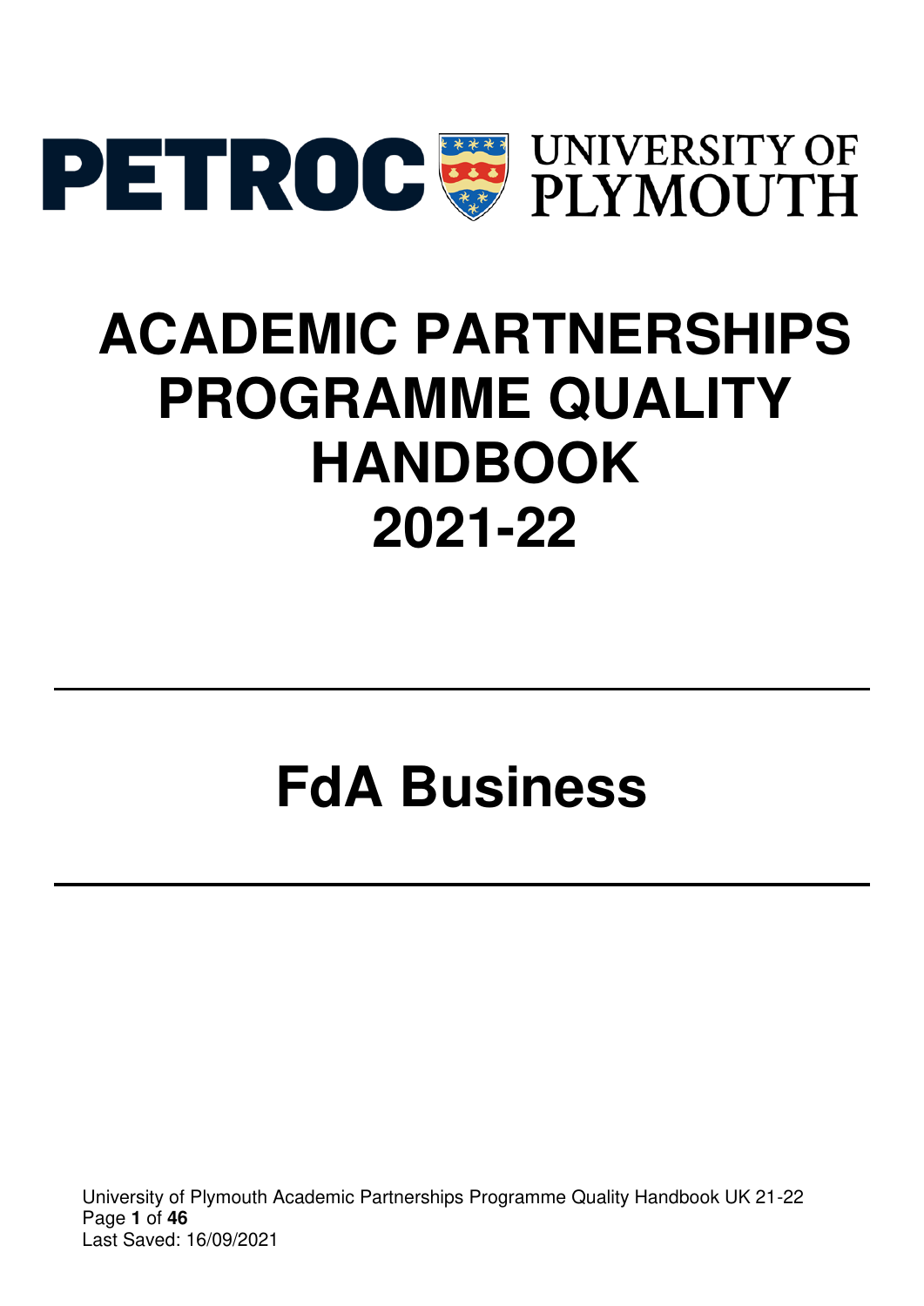PETROC UNIVERSITY OF PLYMOUTH

# ACADEMIC PARTNERSHIPS PROGRAMME QUALITY HANDBOOK 2021-22

---

# FdA Business

---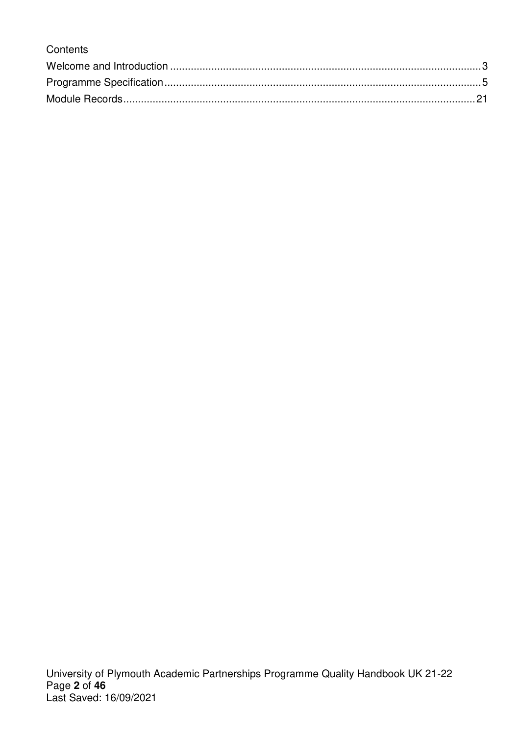Contents

Welcome and Introduction ........................................................................................................3
Programme Specification..........................................................................................................5
Module Records.......................................................................................................................21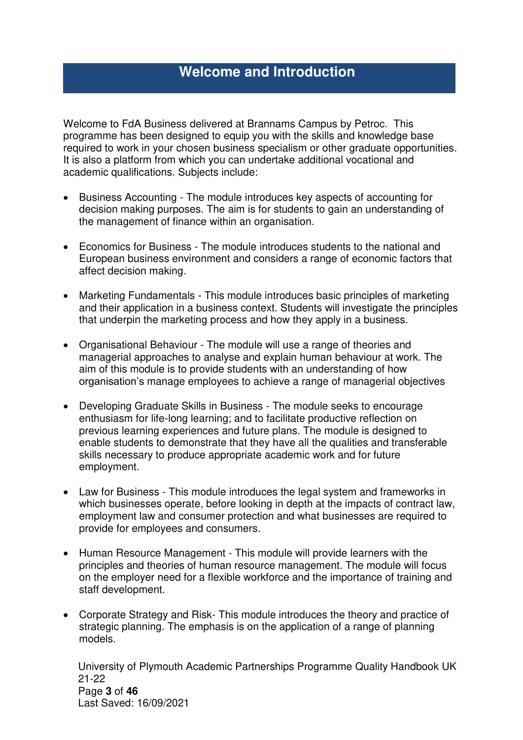# Welcome and Introduction

Welcome to FdA Business delivered at Brannams Campus by Petroc. This programme has been designed to equip you with the skills and knowledge base required to work in your chosen business specialism or other graduate opportunities. It is also a platform from which you can undertake additional vocational and academic qualifications. Subjects include:

- Business Accounting - The module introduces key aspects of accounting for decision making purposes. The aim is for students to gain an understanding of the management of finance within an organisation.

- Economics for Business - The module introduces students to the national and European business environment and considers a range of economic factors that affect decision making.

- Marketing Fundamentals - This module introduces basic principles of marketing and their application in a business context. Students will investigate the principles that underpin the marketing process and how they apply in a business.

- Organisational Behaviour - The module will use a range of theories and managerial approaches to analyse and explain human behaviour at work. The aim of this module is to provide students with an understanding of how organisation's manage employees to achieve a range of managerial objectives

- Developing Graduate Skills in Business - The module seeks to encourage enthusiasm for life-long learning; and to facilitate productive reflection on previous learning experiences and future plans. The module is designed to enable students to demonstrate that they have all the qualities and transferable skills necessary to produce appropriate academic work and for future employment.

- Law for Business - This module introduces the legal system and frameworks in which businesses operate, before looking in depth at the impacts of contract law, employment law and consumer protection and what businesses are required to provide for employees and consumers.

- Human Resource Management - This module will provide learners with the principles and theories of human resource management. The module will focus on the employer need for a flexible workforce and the importance of training and staff development.

- Corporate Strategy and Risk- This module introduces the theory and practice of strategic planning. The emphasis is on the application of a range of planning models.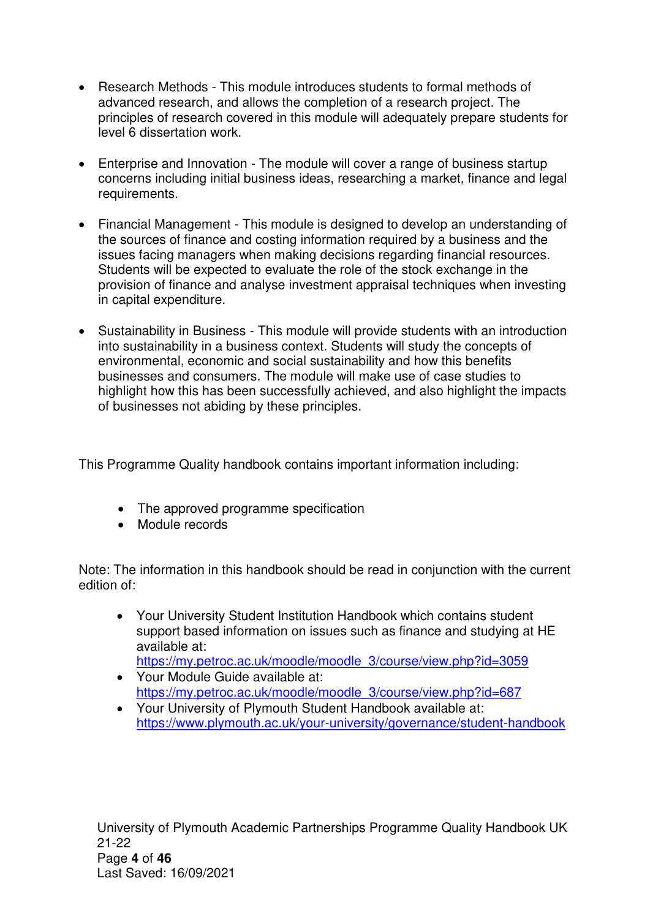- Research Methods - This module introduces students to formal methods of advanced research, and allows the completion of a research project. The principles of research covered in this module will adequately prepare students for level 6 dissertation work.

- Enterprise and Innovation - The module will cover a range of business startup concerns including initial business ideas, researching a market, finance and legal requirements.

- Financial Management - This module is designed to develop an understanding of the sources of finance and costing information required by a business and the issues facing managers when making decisions regarding financial resources. Students will be expected to evaluate the role of the stock exchange in the provision of finance and analyse investment appraisal techniques when investing in capital expenditure.

- Sustainability in Business - This module will provide students with an introduction into sustainability in a business context. Students will study the concepts of environmental, economic and social sustainability and how this benefits businesses and consumers. The module will make use of case studies to highlight how this has been successfully achieved, and also highlight the impacts of businesses not abiding by these principles.

This Programme Quality handbook contains important information including:

- The approved programme specification
- Module records

Note: The information in this handbook should be read in conjunction with the current edition of:

- Your University Student Institution Handbook which contains student support based information on issues such as finance and studying at HE available at: https://my.petroc.ac.uk/moodle/moodle_3/course/view.php?id=3059
- Your Module Guide available at: https://my.petroc.ac.uk/moodle/moodle_3/course/view.php?id=687
- Your University of Plymouth Student Handbook available at: https://www.plymouth.ac.uk/your-university/governance/student-handbook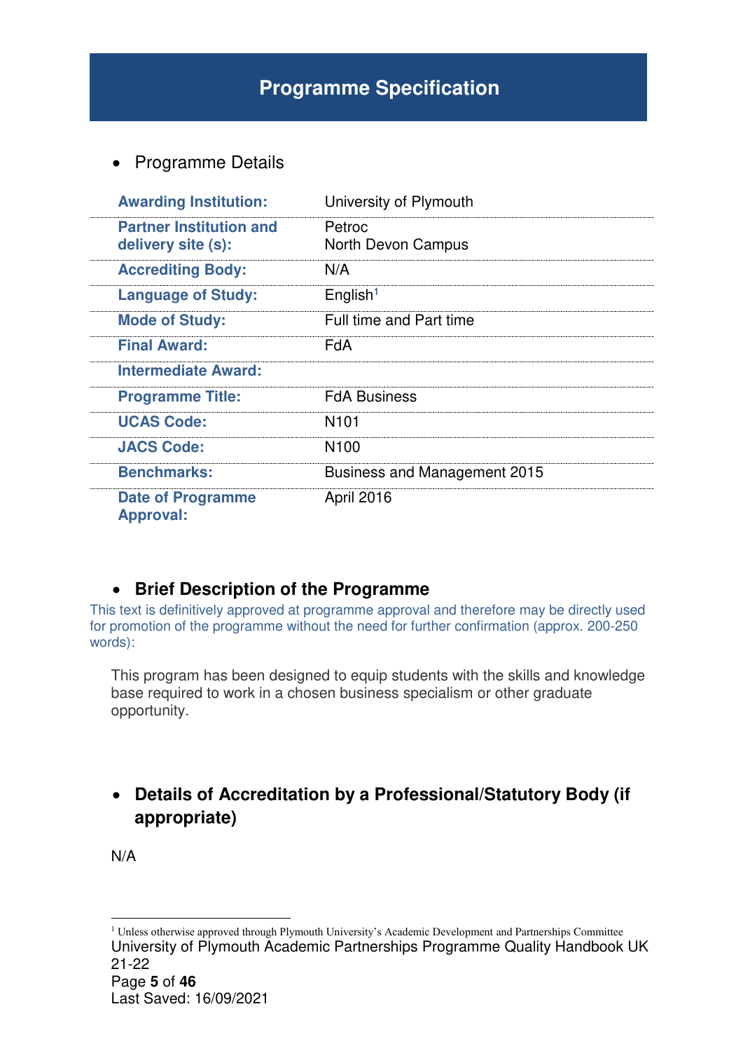# Programme Specification

- Programme Details

| | |
|---|---|
| **Awarding Institution:** | University of Plymouth |
| **Partner Institution and delivery site (s):** | Petroc<br>North Devon Campus |
| **Accrediting Body:** | N/A |
| **Language of Study:** | English[1] |
| **Mode of Study:** | Full time and Part time |
| **Final Award:** | FdA |
| **Intermediate Award:** | |
| **Programme Title:** | FdA Business |
| **UCAS Code:** | N101 |
| **JACS Code:** | N100 |
| **Benchmarks:** | Business and Management 2015 |
| **Date of Programme Approval:** | April 2016 |

- **Brief Description of the Programme**

This text is definitively approved at programme approval and therefore may be directly used for promotion of the programme without the need for further confirmation (approx. 200-250 words):

This program has been designed to equip students with the skills and knowledge base required to work in a chosen business specialism or other graduate opportunity.

- **Details of Accreditation by a Professional/Statutory Body (if appropriate)**

N/A

[1] Unless otherwise approved through Plymouth University's Academic Development and Partnerships Committee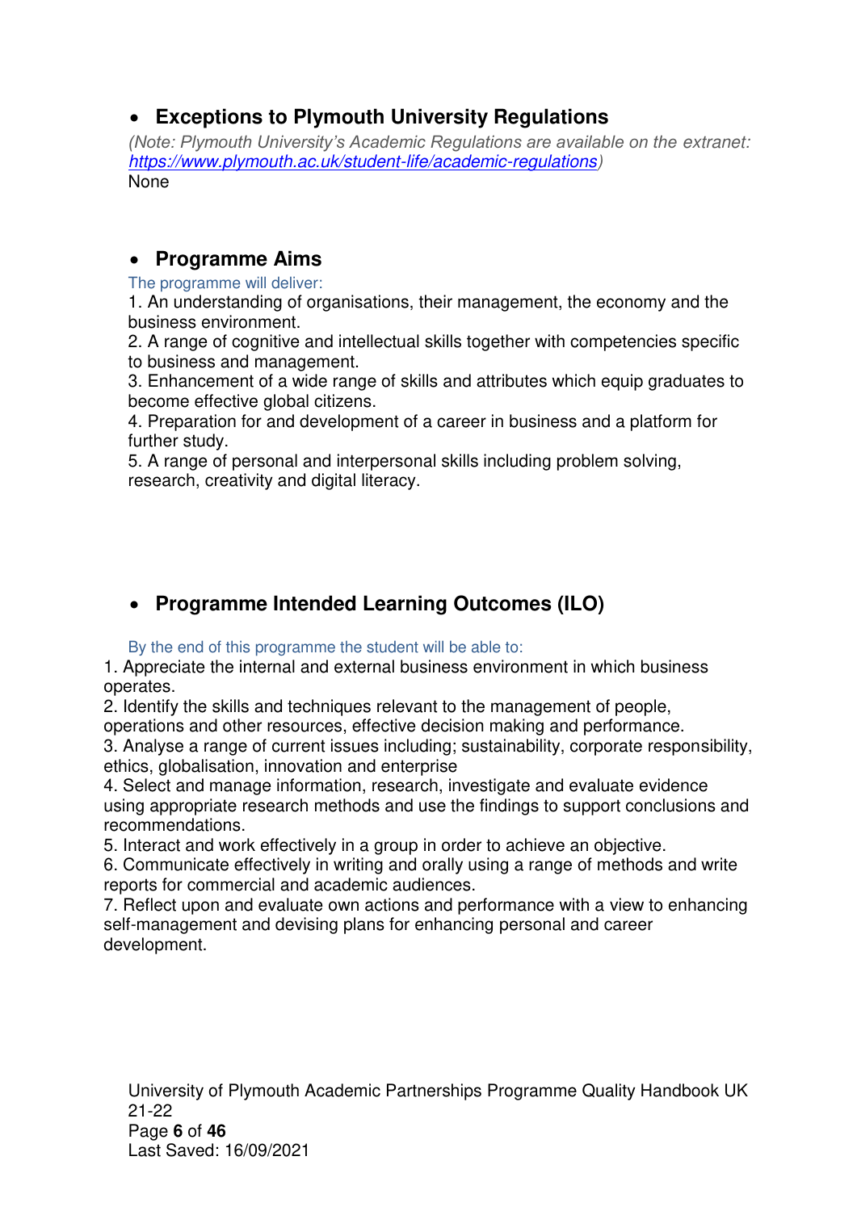- **Exceptions to Plymouth University Regulations**

*(Note: Plymouth University's Academic Regulations are available on the extranet: https://www.plymouth.ac.uk/student-life/academic-regulations)*
None

- **Programme Aims**

The programme will deliver:
1. An understanding of organisations, their management, the economy and the business environment.
2. A range of cognitive and intellectual skills together with competencies specific to business and management.
3. Enhancement of a wide range of skills and attributes which equip graduates to become effective global citizens.
4. Preparation for and development of a career in business and a platform for further study.
5. A range of personal and interpersonal skills including problem solving, research, creativity and digital literacy.

- **Programme Intended Learning Outcomes (ILO)**

By the end of this programme the student will be able to:
1. Appreciate the internal and external business environment in which business operates.
2. Identify the skills and techniques relevant to the management of people, operations and other resources, effective decision making and performance.
3. Analyse a range of current issues including; sustainability, corporate responsibility, ethics, globalisation, innovation and enterprise
4. Select and manage information, research, investigate and evaluate evidence using appropriate research methods and use the findings to support conclusions and recommendations.
5. Interact and work effectively in a group in order to achieve an objective.
6. Communicate effectively in writing and orally using a range of methods and write reports for commercial and academic audiences.
7. Reflect upon and evaluate own actions and performance with a view to enhancing self-management and devising plans for enhancing personal and career development.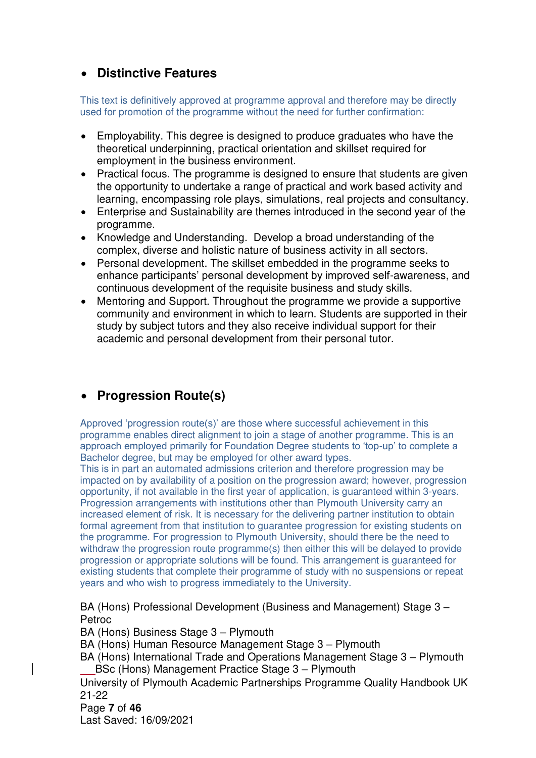- **Distinctive Features**

This text is definitively approved at programme approval and therefore may be directly used for promotion of the programme without the need for further confirmation:

- Employability. This degree is designed to produce graduates who have the theoretical underpinning, practical orientation and skillset required for employment in the business environment.
- Practical focus. The programme is designed to ensure that students are given the opportunity to undertake a range of practical and work based activity and learning, encompassing role plays, simulations, real projects and consultancy.
- Enterprise and Sustainability are themes introduced in the second year of the programme.
- Knowledge and Understanding. Develop a broad understanding of the complex, diverse and holistic nature of business activity in all sectors.
- Personal development. The skillset embedded in the programme seeks to enhance participants' personal development by improved self-awareness, and continuous development of the requisite business and study skills.
- Mentoring and Support. Throughout the programme we provide a supportive community and environment in which to learn. Students are supported in their study by subject tutors and they also receive individual support for their academic and personal development from their personal tutor.

- **Progression Route(s)**

Approved 'progression route(s)' are those where successful achievement in this programme enables direct alignment to join a stage of another programme. This is an approach employed primarily for Foundation Degree students to 'top-up' to complete a Bachelor degree, but may be employed for other award types.
This is in part an automated admissions criterion and therefore progression may be impacted on by availability of a position on the progression award; however, progression opportunity, if not available in the first year of application, is guaranteed within 3-years. Progression arrangements with institutions other than Plymouth University carry an increased element of risk. It is necessary for the delivering partner institution to obtain formal agreement from that institution to guarantee progression for existing students on the programme. For progression to Plymouth University, should there be the need to withdraw the progression route programme(s) then either this will be delayed to provide progression or appropriate solutions will be found. This arrangement is guaranteed for existing students that complete their programme of study with no suspensions or repeat years and who wish to progress immediately to the University.

BA (Hons) Professional Development (Business and Management) Stage 3 – Petroc
BA (Hons) Business Stage 3 – Plymouth
BA (Hons) Human Resource Management Stage 3 – Plymouth
BA (Hons) International Trade and Operations Management Stage 3 – Plymouth
BSc (Hons) Management Practice Stage 3 – Plymouth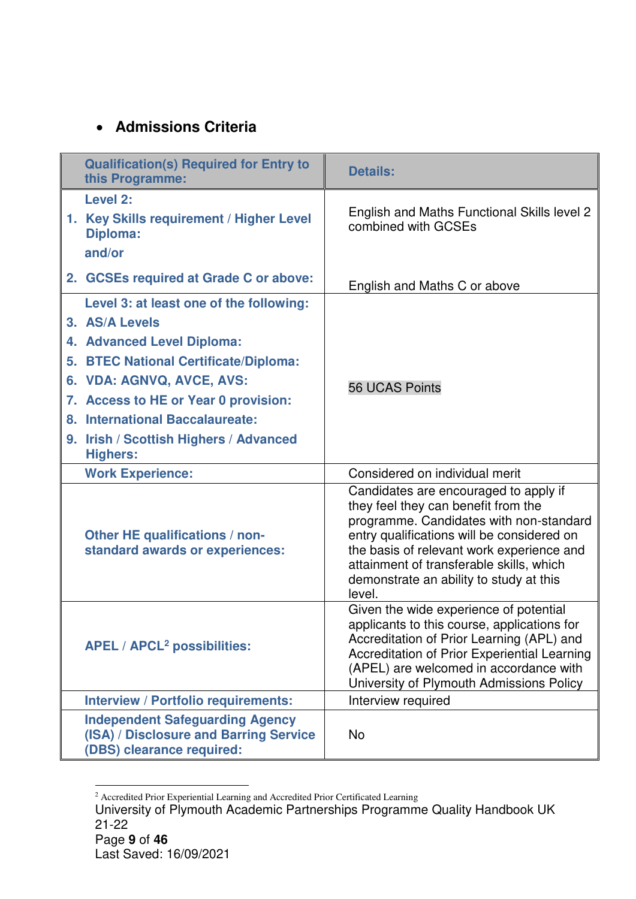- **Admissions Criteria**

| Qualification(s) Required for Entry to this Programme: | Details: |
|---|---|
| Level 2:<br>1. Key Skills requirement / Higher Level Diploma:<br>and/or<br>2. GCSEs required at Grade C or above: | English and Maths Functional Skills level 2 combined with GCSEs<br><br>English and Maths C or above |
| Level 3: at least one of the following:<br>3. AS/A Levels<br>4. Advanced Level Diploma:<br>5. BTEC National Certificate/Diploma:<br>6. VDA: AGNVQ, AVCE, AVS:<br>7. Access to HE or Year 0 provision:<br>8. International Baccalaureate:<br>9. Irish / Scottish Highers / Advanced Highers: | 56 UCAS Points |
| Work Experience: | Considered on individual merit |
| Other HE qualifications / non-standard awards or experiences: | Candidates are encouraged to apply if they feel they can benefit from the programme. Candidates with non-standard entry qualifications will be considered on the basis of relevant work experience and attainment of transferable skills, which demonstrate an ability to study at this level. |
| APEL / APCL[2] possibilities: | Given the wide experience of potential applicants to this course, applications for Accreditation of Prior Learning (APL) and Accreditation of Prior Experiential Learning (APEL) are welcomed in accordance with University of Plymouth Admissions Policy |
| Interview / Portfolio requirements: | Interview required |
| Independent Safeguarding Agency (ISA) / Disclosure and Barring Service (DBS) clearance required: | No |

[2] Accredited Prior Experiential Learning and Accredited Prior Certificated Learning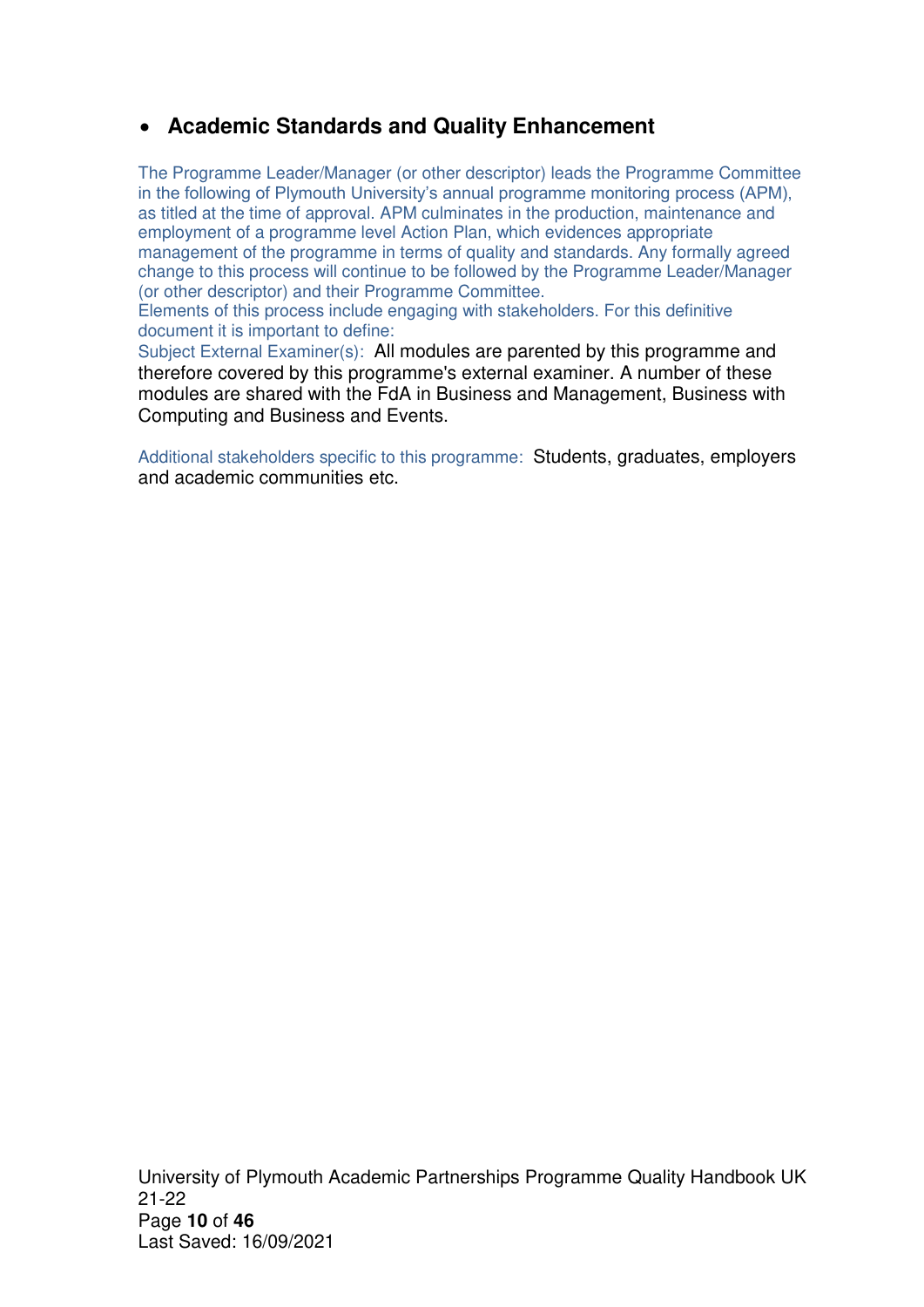- **Academic Standards and Quality Enhancement**

The Programme Leader/Manager (or other descriptor) leads the Programme Committee in the following of Plymouth University's annual programme monitoring process (APM), as titled at the time of approval. APM culminates in the production, maintenance and employment of a programme level Action Plan, which evidences appropriate management of the programme in terms of quality and standards. Any formally agreed change to this process will continue to be followed by the Programme Leader/Manager (or other descriptor) and their Programme Committee.
Elements of this process include engaging with stakeholders. For this definitive document it is important to define:
Subject External Examiner(s): All modules are parented by this programme and therefore covered by this programme's external examiner. A number of these modules are shared with the FdA in Business and Management, Business with Computing and Business and Events.

Additional stakeholders specific to this programme: Students, graduates, employers and academic communities etc.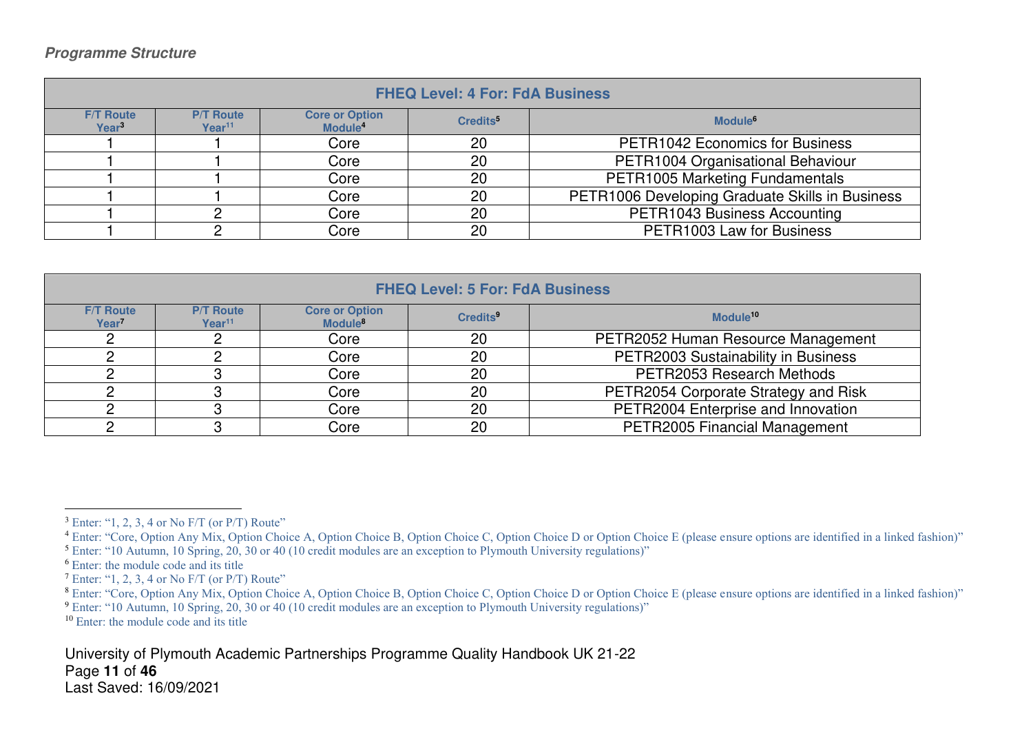***Programme Structure***

| FHEQ Level: 4 For: FdA Business | | | | |
|---|---|---|---|---|
| F/T Route Year[3] | P/T Route Year[11] | Core or Option Module[4] | Credits[5] | Module[6] |
| 1 | 1 | Core | 20 | PETR1042 Economics for Business |
| 1 | 1 | Core | 20 | PETR1004 Organisational Behaviour |
| 1 | 1 | Core | 20 | PETR1005 Marketing Fundamentals |
| 1 | 1 | Core | 20 | PETR1006 Developing Graduate Skills in Business |
| 1 | 2 | Core | 20 | PETR1043 Business Accounting |
| 1 | 2 | Core | 20 | PETR1003 Law for Business |

| FHEQ Level: 5 For: FdA Business | | | | |
|---|---|---|---|---|
| F/T Route Year[7] | P/T Route Year[11] | Core or Option Module[8] | Credits[9] | Module[10] |
| 2 | 2 | Core | 20 | PETR2052 Human Resource Management |
| 2 | 2 | Core | 20 | PETR2003 Sustainability in Business |
| 2 | 3 | Core | 20 | PETR2053 Research Methods |
| 2 | 3 | Core | 20 | PETR2054 Corporate Strategy and Risk |
| 2 | 3 | Core | 20 | PETR2004 Enterprise and Innovation |
| 2 | 3 | Core | 20 | PETR2005 Financial Management |

---

[3] Enter: "1, 2, 3, 4 or No F/T (or P/T) Route"

[4] Enter: "Core, Option Any Mix, Option Choice A, Option Choice B, Option Choice C, Option Choice D or Option Choice E (please ensure options are identified in a linked fashion)"

[5] Enter: "10 Autumn, 10 Spring, 20, 30 or 40 (10 credit modules are an exception to Plymouth University regulations)"

[6] Enter: the module code and its title

[7] Enter: "1, 2, 3, 4 or No F/T (or P/T) Route"

[8] Enter: "Core, Option Any Mix, Option Choice A, Option Choice B, Option Choice C, Option Choice D or Option Choice E (please ensure options are identified in a linked fashion)"

[9] Enter: "10 Autumn, 10 Spring, 20, 30 or 40 (10 credit modules are an exception to Plymouth University regulations)"

[10] Enter: the module code and its title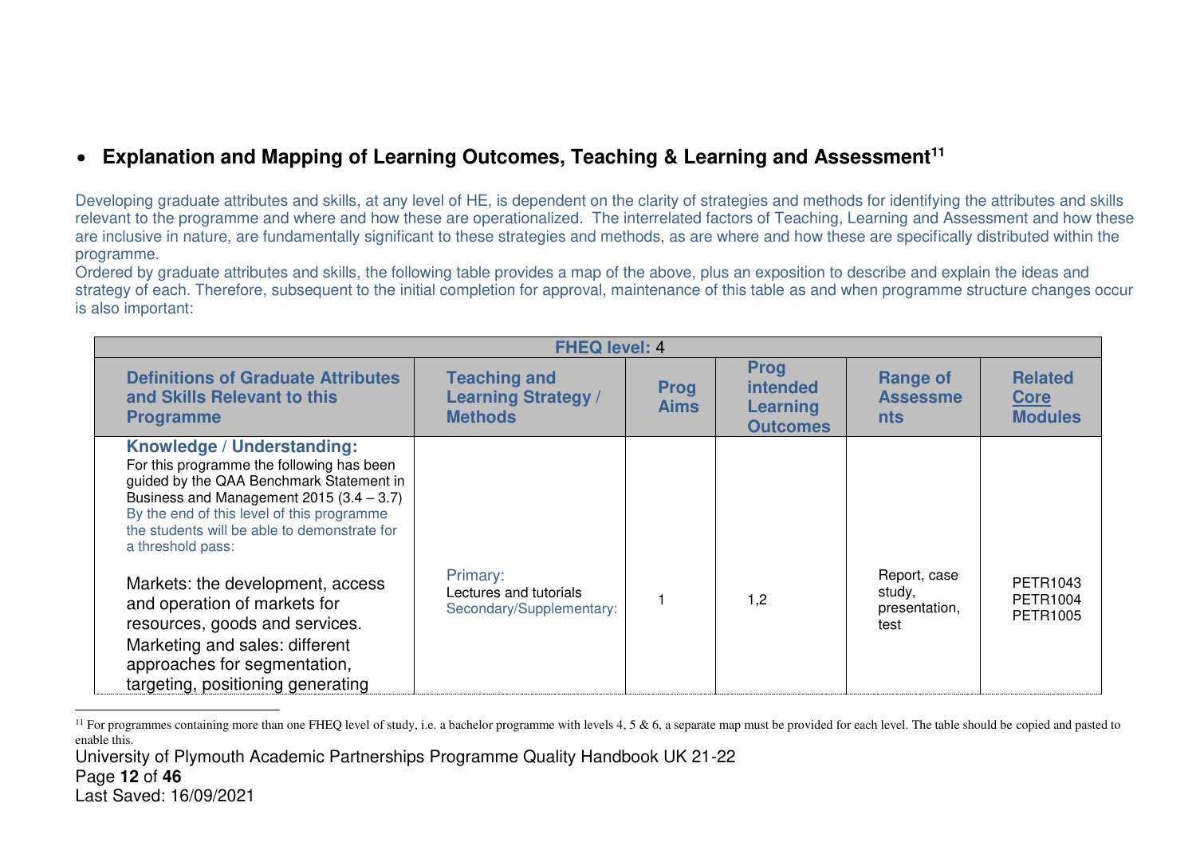- **Explanation and Mapping of Learning Outcomes, Teaching & Learning and Assessment[11]**

Developing graduate attributes and skills, at any level of HE, is dependent on the clarity of strategies and methods for identifying the attributes and skills relevant to the programme and where and how these are operationalized. The interrelated factors of Teaching, Learning and Assessment and how these are inclusive in nature, are fundamentally significant to these strategies and methods, as are where and how these are specifically distributed within the programme.
Ordered by graduate attributes and skills, the following table provides a map of the above, plus an exposition to describe and explain the ideas and strategy of each. Therefore, subsequent to the initial completion for approval, maintenance of this table as and when programme structure changes occur is also important:

| FHEQ level: 4 | | | | | |
|---|---|---|---|---|---|
| **Definitions of Graduate Attributes and Skills Relevant to this Programme** | **Teaching and Learning Strategy / Methods** | **Prog Aims** | **Prog intended Learning Outcomes** | **Range of Assessments** | **Related Core Modules** |
| **Knowledge / Understanding:**<br>For this programme the following has been guided by the QAA Benchmark Statement in Business and Management 2015 (3.4 – 3.7)<br>By the end of this level of this programme the students will be able to demonstrate for a threshold pass:<br><br>Markets: the development, access and operation of markets for resources, goods and services.<br>Marketing and sales: different approaches for segmentation, targeting, positioning generating | Primary:<br>Lectures and tutorials<br>Secondary/Supplementary: | 1 | 1,2 | Report, case study, presentation, test | PETR1043<br>PETR1004<br>PETR1005 |

[11] For programmes containing more than one FHEQ level of study, i.e. a bachelor programme with levels 4, 5 & 6, a separate map must be provided for each level. The table should be copied and pasted to enable this.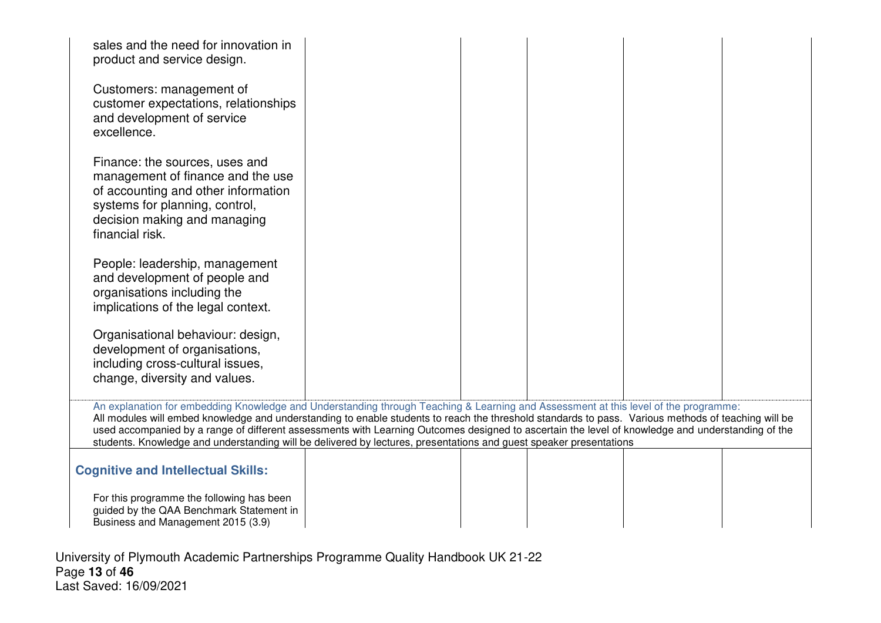| | | | | |
|---|---|---|---|---|
| sales and the need for innovation in product and service design.<br><br>Customers: management of customer expectations, relationships and development of service excellence.<br><br>Finance: the sources, uses and management of finance and the use of accounting and other information systems for planning, control, decision making and managing financial risk.<br><br>People: leadership, management and development of people and organisations including the implications of the legal context.<br><br>Organisational behaviour: design, development of organisations, including cross-cultural issues, change, diversity and values. | | | | |

An explanation for embedding Knowledge and Understanding through Teaching & Learning and Assessment at this level of the programme:
All modules will embed knowledge and understanding to enable students to reach the threshold standards to pass. Various methods of teaching will be used accompanied by a range of different assessments with Learning Outcomes designed to ascertain the level of knowledge and understanding of the students. Knowledge and understanding will be delivered by lectures, presentations and guest speaker presentations

| | | | | |
|---|---|---|---|---|
| **Cognitive and Intellectual Skills:**<br><br>For this programme the following has been guided by the QAA Benchmark Statement in Business and Management 2015 (3.9) | | | | |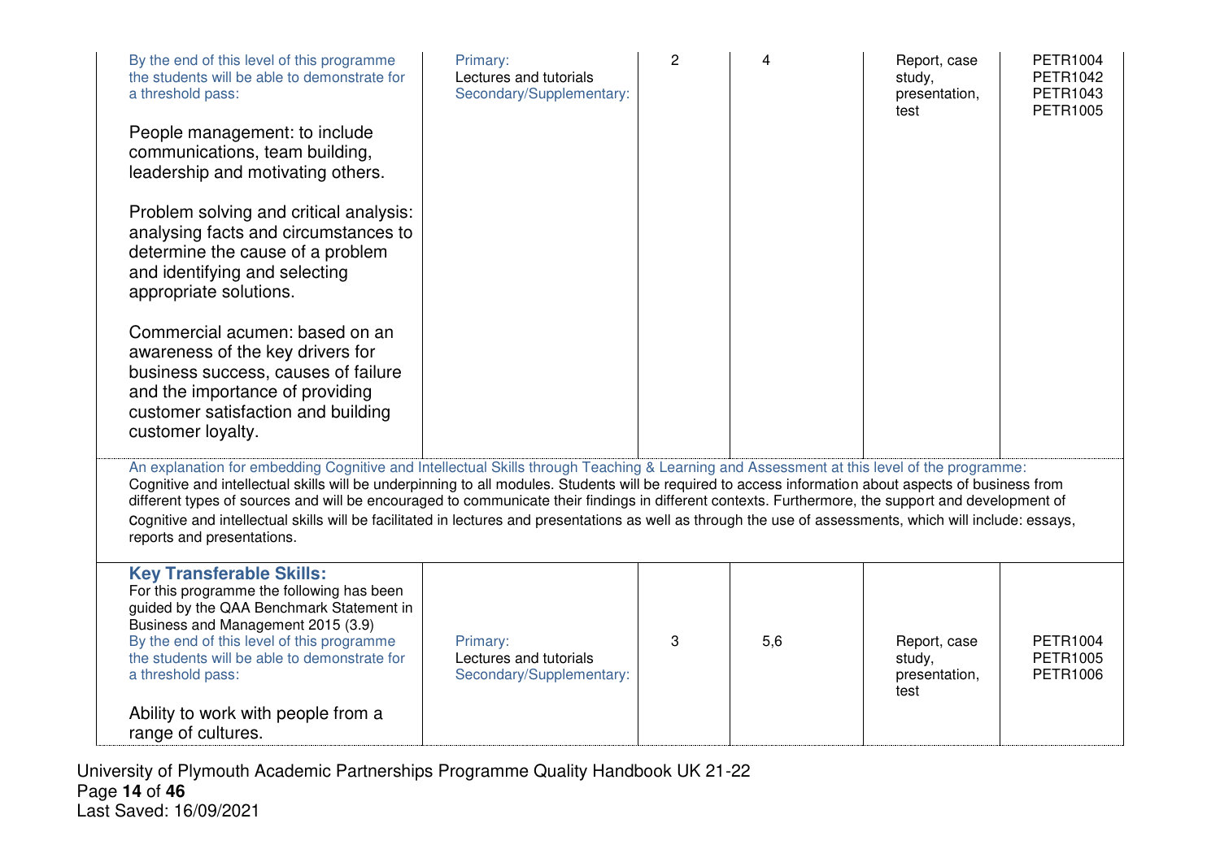| | | | | | |
|---|---|---|---|---|---|
| By the end of this level of this programme the students will be able to demonstrate for a threshold pass:<br><br>People management: to include communications, team building, leadership and motivating others.<br><br>Problem solving and critical analysis: analysing facts and circumstances to determine the cause of a problem and identifying and selecting appropriate solutions.<br><br>Commercial acumen: based on an awareness of the key drivers for business success, causes of failure and the importance of providing customer satisfaction and building customer loyalty. | Primary:<br>Lectures and tutorials<br>Secondary/Supplementary: | 2 | 4 | Report, case study, presentation, test | PETR1004<br>PETR1042<br>PETR1043<br>PETR1005 |
| An explanation for embedding Cognitive and Intellectual Skills through Teaching & Learning and Assessment at this level of the programme:<br>Cognitive and intellectual skills will be underpinning to all modules. Students will be required to access information about aspects of business from different types of sources and will be encouraged to communicate their findings in different contexts. Furthermore, the support and development of cognitive and intellectual skills will be facilitated in lectures and presentations as well as through the use of assessments, which will include: essays, reports and presentations. | | | | | |
| **Key Transferable Skills:**<br>For this programme the following has been guided by the QAA Benchmark Statement in Business and Management 2015 (3.9)<br>By the end of this level of this programme the students will be able to demonstrate for a threshold pass:<br><br>Ability to work with people from a range of cultures. | Primary:<br>Lectures and tutorials<br>Secondary/Supplementary: | 3 | 5,6 | Report, case study, presentation, test | PETR1004<br>PETR1005<br>PETR1006 |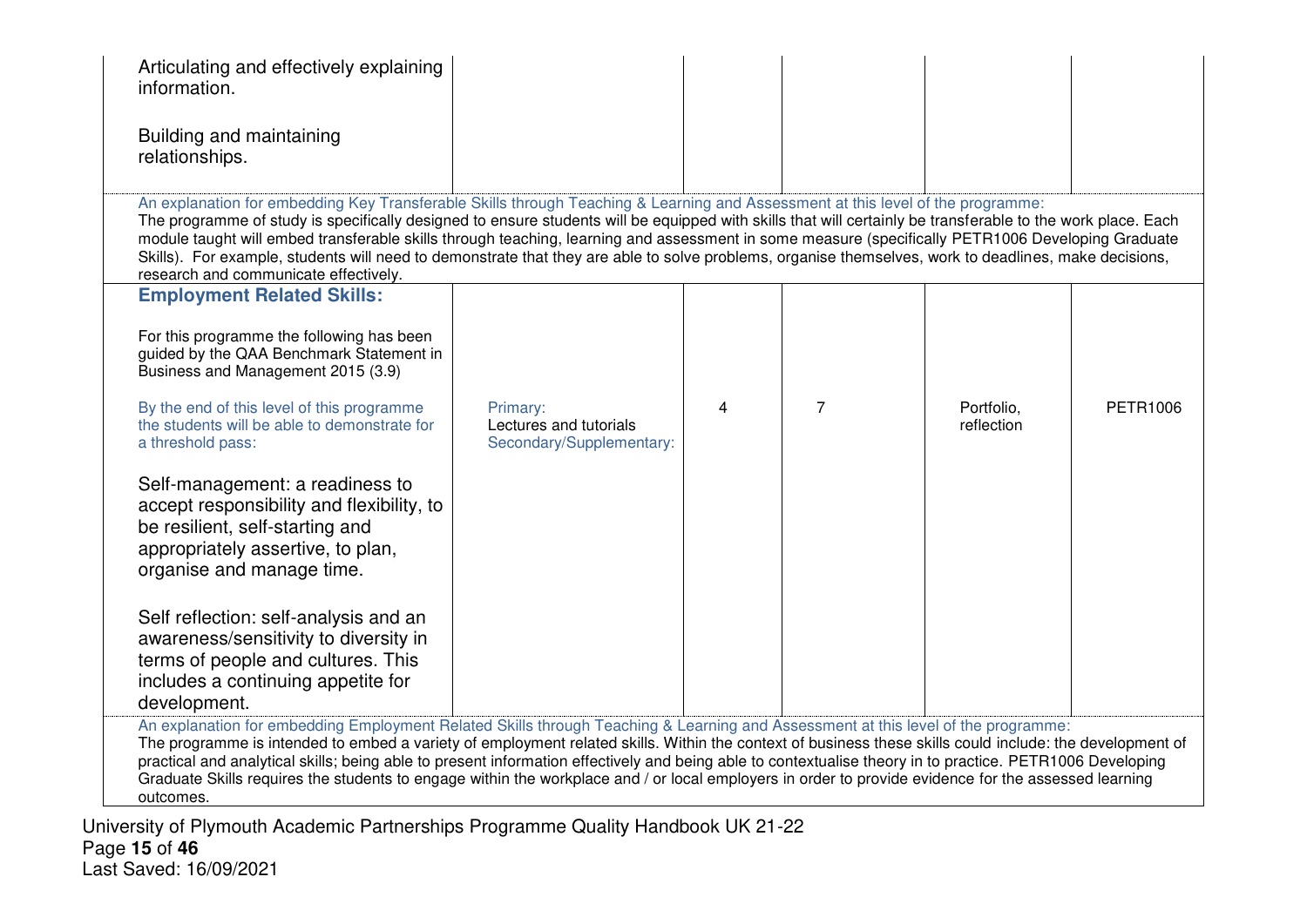| | | | | | |
|---|---|---|---|---|---|
| Articulating and effectively explaining information.<br><br>Building and maintaining relationships. | | | | | |
| An explanation for embedding Key Transferable Skills through Teaching & Learning and Assessment at this level of the programme:<br>The programme of study is specifically designed to ensure students will be equipped with skills that will certainly be transferable to the work place. Each module taught will embed transferable skills through teaching, learning and assessment in some measure (specifically PETR1006 Developing Graduate Skills). For example, students will need to demonstrate that they are able to solve problems, organise themselves, work to deadlines, make decisions, research and communicate effectively. | | | | | |
| **Employment Related Skills:**<br><br>For this programme the following has been guided by the QAA Benchmark Statement in Business and Management 2015 (3.9)<br><br>By the end of this level of this programme the students will be able to demonstrate for a threshold pass:<br><br>Self-management: a readiness to accept responsibility and flexibility, to be resilient, self-starting and appropriately assertive, to plan, organise and manage time.<br><br>Self reflection: self-analysis and an awareness/sensitivity to diversity in terms of people and cultures. This includes a continuing appetite for development. | Primary:<br>Lectures and tutorials<br>Secondary/Supplementary: | 4 | 7 | Portfolio, reflection | PETR1006 |
| An explanation for embedding Employment Related Skills through Teaching & Learning and Assessment at this level of the programme:<br>The programme is intended to embed a variety of employment related skills. Within the context of business these skills could include: the development of practical and analytical skills; being able to present information effectively and being able to contextualise theory in to practice. PETR1006 Developing Graduate Skills requires the students to engage within the workplace and / or local employers in order to provide evidence for the assessed learning outcomes. | | | | | |

University of Plymouth Academic Partnerships Programme Quality Handbook UK 21-22
Last Saved: 16/09/2021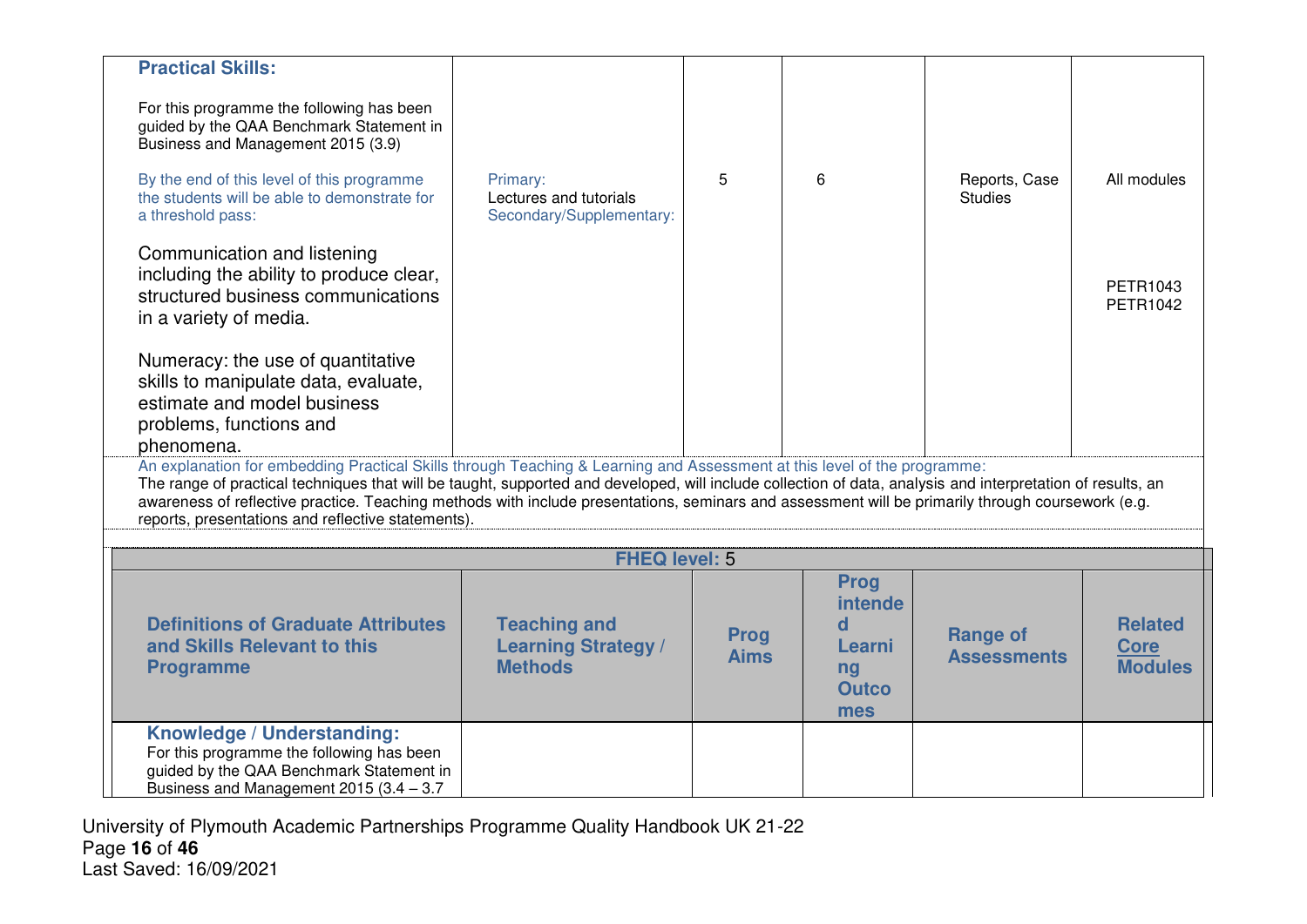| **Practical Skills:** For this programme the following has been guided by the QAA Benchmark Statement in Business and Management 2015 (3.9) By the end of this level of this programme the students will be able to demonstrate for a threshold pass: | Primary: Lectures and tutorials Secondary/Supplementary: | 5 | 6 | Reports, Case Studies | All modules |
|---|---|---|---|---|---|
| Communication and listening including the ability to produce clear, structured business communications in a variety of media. | | | | | PETR1043 PETR1042 |
| Numeracy: the use of quantitative skills to manipulate data, evaluate, estimate and model business problems, functions and phenomena. | | | | | |

An explanation for embedding Practical Skills through Teaching & Learning and Assessment at this level of the programme:
The range of practical techniques that will be taught, supported and developed, will include collection of data, analysis and interpretation of results, an awareness of reflective practice. Teaching methods with include presentations, seminars and assessment will be primarily through coursework (e.g. reports, presentations and reflective statements).

**FHEQ level:** 5

| Definitions of Graduate Attributes and Skills Relevant to this Programme | Teaching and Learning Strategy / Methods | Prog Aims | Prog intended Learning Outcomes | Range of Assessments | Related Core Modules |
|---|---|---|---|---|---|
| **Knowledge / Understanding:** For this programme the following has been guided by the QAA Benchmark Statement in Business and Management 2015 (3.4 – 3.7 | | | | | |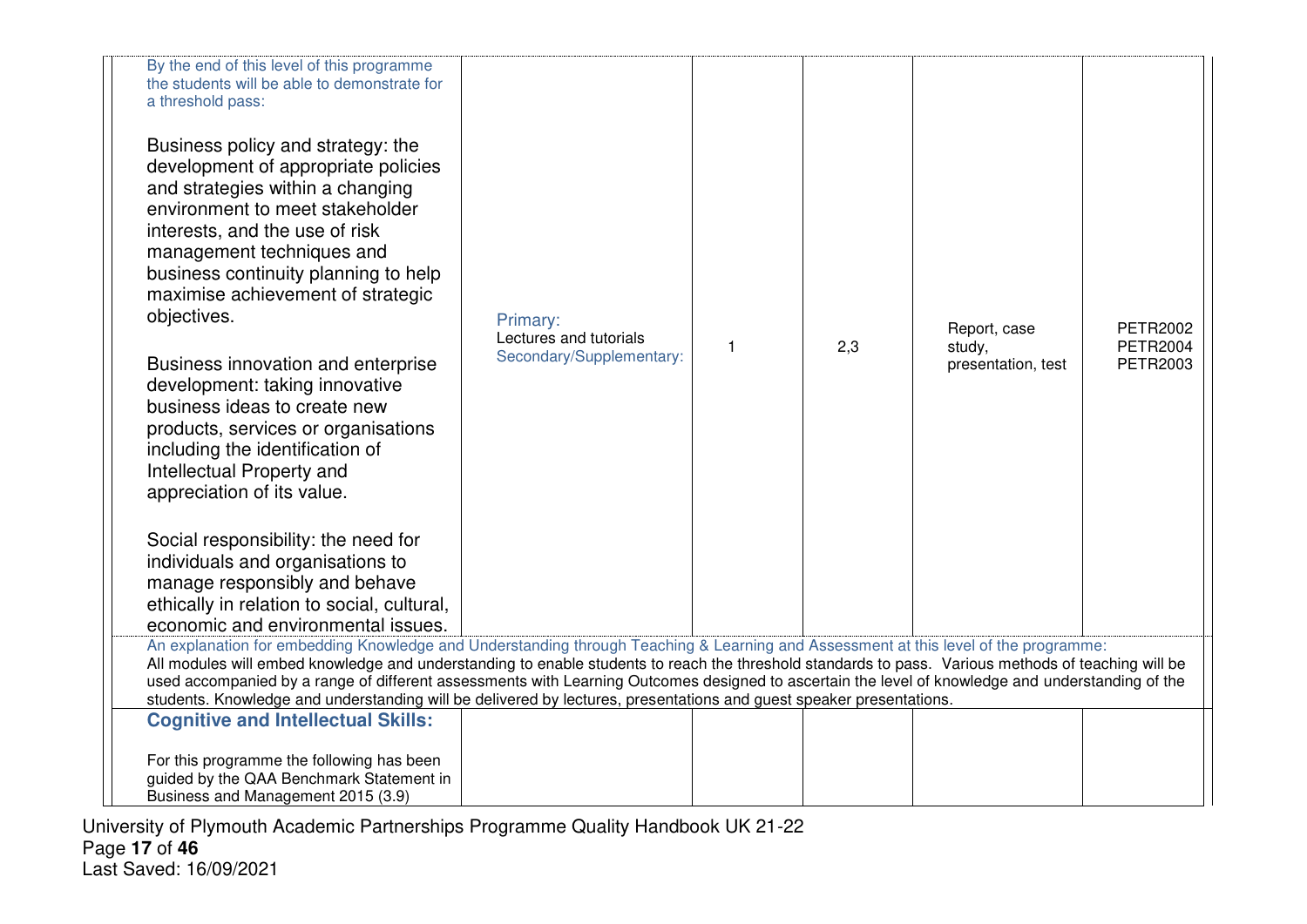| | | | | | |
|---|---|---|---|---|---|
| By the end of this level of this programme the students will be able to demonstrate for a threshold pass:<br><br>Business policy and strategy: the development of appropriate policies and strategies within a changing environment to meet stakeholder interests, and the use of risk management techniques and business continuity planning to help maximise achievement of strategic objectives.<br><br>Business innovation and enterprise development: taking innovative business ideas to create new products, services or organisations including the identification of Intellectual Property and appreciation of its value.<br><br>Social responsibility: the need for individuals and organisations to manage responsibly and behave ethically in relation to social, cultural, economic and environmental issues. | Primary:<br>Lectures and tutorials<br>Secondary/Supplementary: | 1 | 2,3 | Report, case study, presentation, test | PETR2002<br>PETR2004<br>PETR2003 |

An explanation for embedding Knowledge and Understanding through Teaching & Learning and Assessment at this level of the programme:
All modules will embed knowledge and understanding to enable students to reach the threshold standards to pass. Various methods of teaching will be used accompanied by a range of different assessments with Learning Outcomes designed to ascertain the level of knowledge and understanding of the students. Knowledge and understanding will be delivered by lectures, presentations and guest speaker presentations.

| | | | | | |
|---|---|---|---|---|---|
| **Cognitive and Intellectual Skills:**<br><br>For this programme the following has been guided by the QAA Benchmark Statement in Business and Management 2015 (3.9) | | | | | |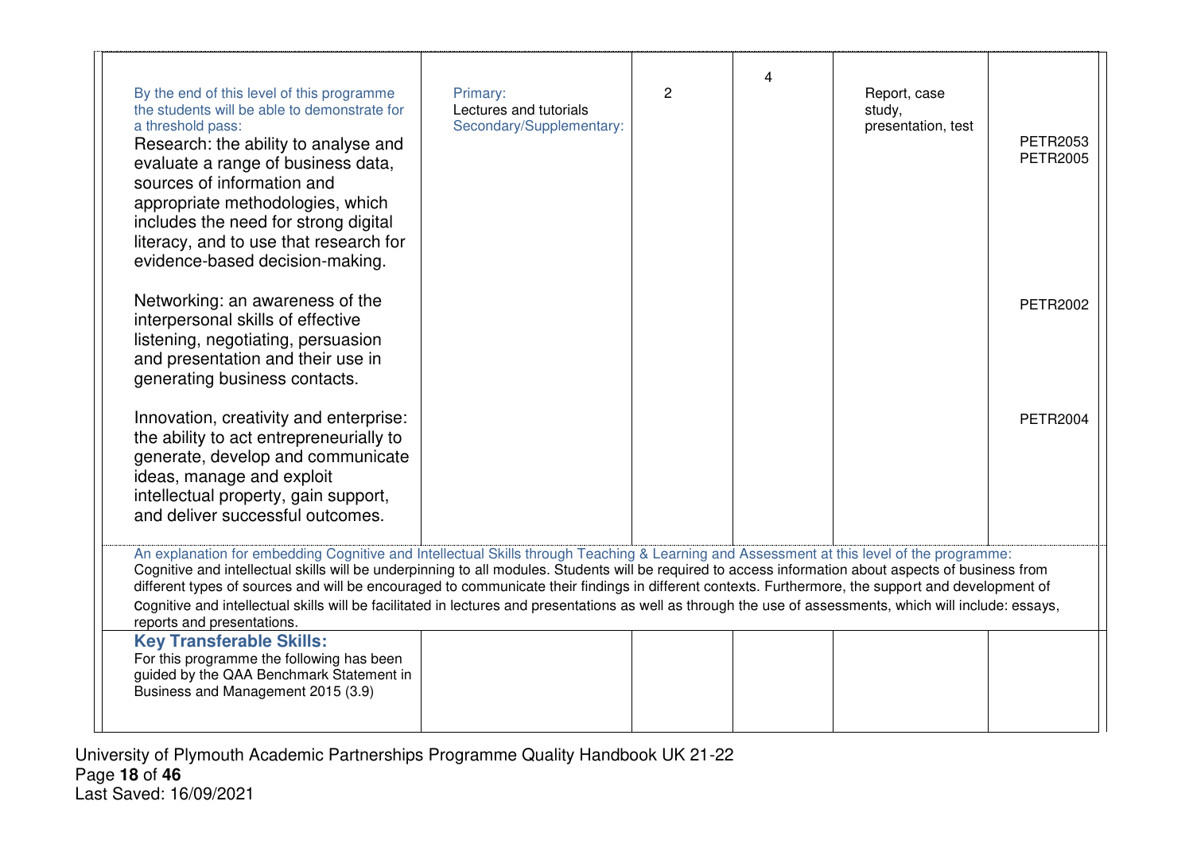| | | | | | |
|---|---|---|---|---|---|
| By the end of this level of this programme the students will be able to demonstrate for a threshold pass:<br>Research: the ability to analyse and evaluate a range of business data, sources of information and appropriate methodologies, which includes the need for strong digital literacy, and to use that research for evidence-based decision-making.<br><br>Networking: an awareness of the interpersonal skills of effective listening, negotiating, persuasion and presentation and their use in generating business contacts.<br><br>Innovation, creativity and enterprise: the ability to act entrepreneurially to generate, develop and communicate ideas, manage and exploit intellectual property, gain support, and deliver successful outcomes. | Primary:<br>Lectures and tutorials<br>Secondary/Supplementary: | 2 | 4 | Report, case study, presentation, test | PETR2053<br>PETR2005<br><br>PETR2002<br><br>PETR2004 |

An explanation for embedding Cognitive and Intellectual Skills through Teaching & Learning and Assessment at this level of the programme:
Cognitive and intellectual skills will be underpinning to all modules. Students will be required to access information about aspects of business from different types of sources and will be encouraged to communicate their findings in different contexts. Furthermore, the support and development of cognitive and intellectual skills will be facilitated in lectures and presentations as well as through the use of assessments, which will include: essays, reports and presentations.

| | | | | | |
|---|---|---|---|---|---|
| **Key Transferable Skills:**<br>For this programme the following has been guided by the QAA Benchmark Statement in Business and Management 2015 (3.9) | | | | | |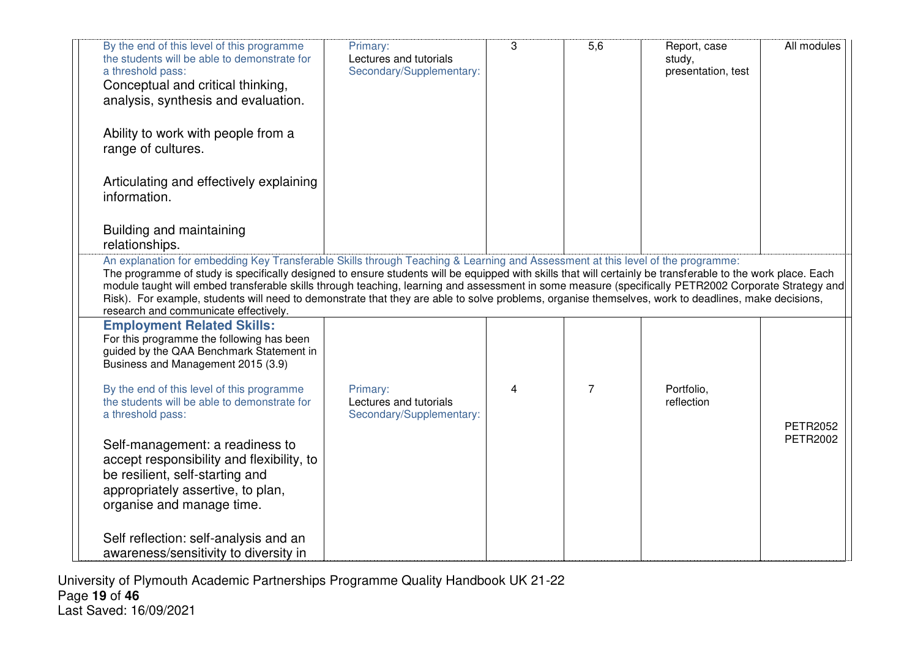| | | | | | |
|---|---|---|---|---|---|
| By the end of this level of this programme the students will be able to demonstrate for a threshold pass:<br>Conceptual and critical thinking, analysis, synthesis and evaluation.<br><br>Ability to work with people from a range of cultures.<br><br>Articulating and effectively explaining information.<br><br>Building and maintaining relationships. | Primary:<br>Lectures and tutorials<br>Secondary/Supplementary: | 3 | 5,6 | Report, case study, presentation, test | All modules |
| An explanation for embedding Key Transferable Skills through Teaching & Learning and Assessment at this level of the programme:<br>The programme of study is specifically designed to ensure students will be equipped with skills that will certainly be transferable to the work place. Each module taught will embed transferable skills through teaching, learning and assessment in some measure (specifically PETR2002 Corporate Strategy and Risk). For example, students will need to demonstrate that they are able to solve problems, organise themselves, work to deadlines, make decisions, research and communicate effectively. | | | | | |
| **Employment Related Skills:**<br>For this programme the following has been guided by the QAA Benchmark Statement in Business and Management 2015 (3.9)<br><br>By the end of this level of this programme the students will be able to demonstrate for a threshold pass:<br><br>Self-management: a readiness to accept responsibility and flexibility, to be resilient, self-starting and appropriately assertive, to plan, organise and manage time.<br><br>Self reflection: self-analysis and an awareness/sensitivity to diversity in | Primary:<br>Lectures and tutorials<br>Secondary/Supplementary: | 4 | 7 | Portfolio, reflection | PETR2052<br>PETR2002 |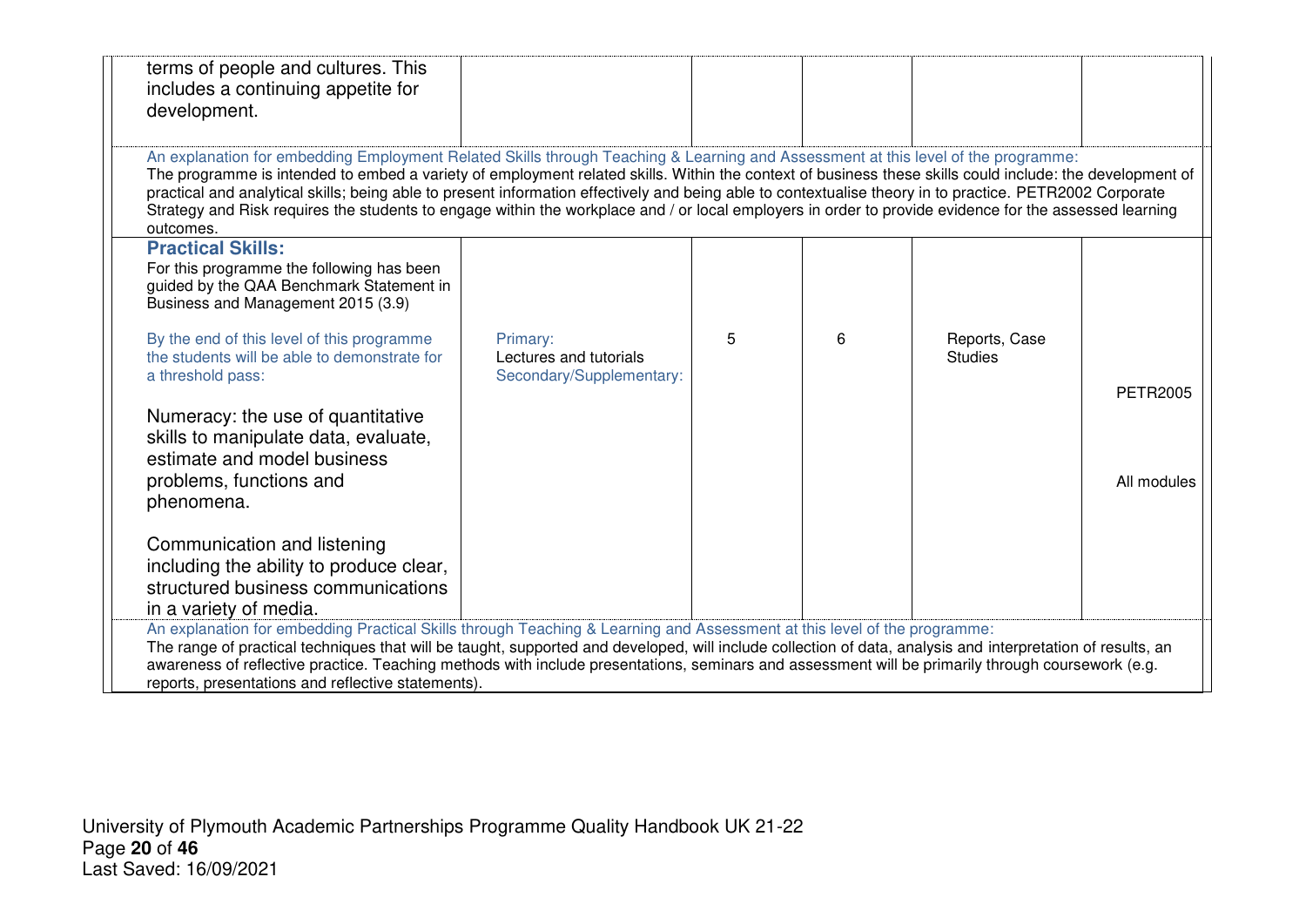| | | | | | |
|---|---|---|---|---|---|
| terms of people and cultures. This includes a continuing appetite for development. | | | | | |
| An explanation for embedding Employment Related Skills through Teaching & Learning and Assessment at this level of the programme: The programme is intended to embed a variety of employment related skills. Within the context of business these skills could include: the development of practical and analytical skills; being able to present information effectively and being able to contextualise theory in to practice. PETR2002 Corporate Strategy and Risk requires the students to engage within the workplace and / or local employers in order to provide evidence for the assessed learning outcomes. | | | | | |
| **Practical Skills:**<br>For this programme the following has been guided by the QAA Benchmark Statement in Business and Management 2015 (3.9)<br><br>By the end of this level of this programme the students will be able to demonstrate for a threshold pass:<br><br>Numeracy: the use of quantitative skills to manipulate data, evaluate, estimate and model business problems, functions and phenomena.<br><br>Communication and listening including the ability to produce clear, structured business communications in a variety of media. | Primary:<br>Lectures and tutorials<br>Secondary/Supplementary: | 5 | 6 | Reports, Case Studies | PETR2005<br><br>All modules |
| An explanation for embedding Practical Skills through Teaching & Learning and Assessment at this level of the programme: The range of practical techniques that will be taught, supported and developed, will include collection of data, analysis and interpretation of results, an awareness of reflective practice. Teaching methods with include presentations, seminars and assessment will be primarily through coursework (e.g. reports, presentations and reflective statements). | | | | | |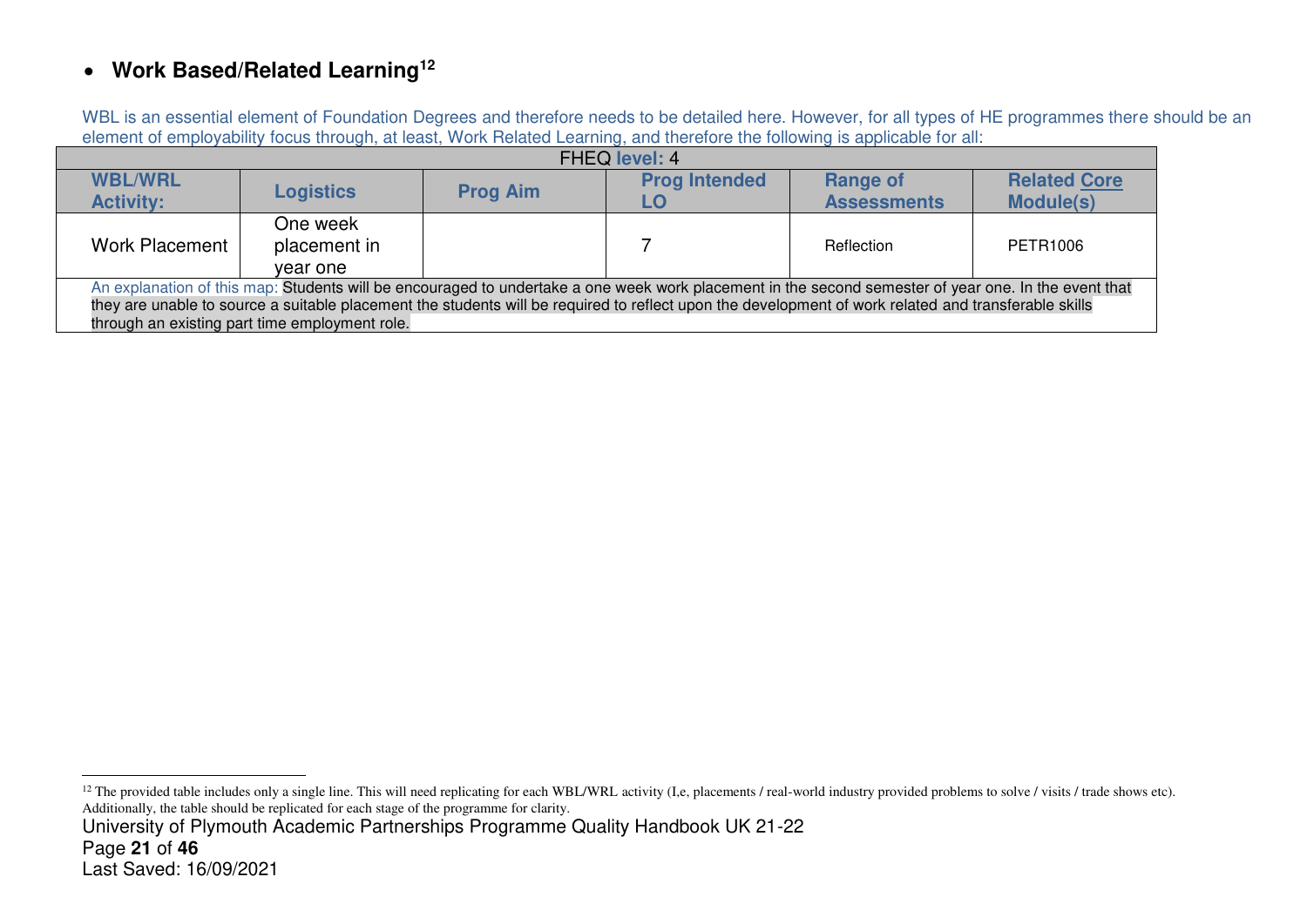- **Work Based/Related Learning[12]**

WBL is an essential element of Foundation Degrees and therefore needs to be detailed here. However, for all types of HE programmes there should be an element of employability focus through, at least, Work Related Learning, and therefore the following is applicable for all:

| FHEQ **level:** 4 | | | | | |
|---|---|---|---|---|---|
| **WBL/WRL Activity:** | **Logistics** | **Prog Aim** | **Prog Intended LO** | **Range of Assessments** | **Related Core Module(s)** |
| Work Placement | One week placement in year one | | 7 | Reflection | PETR1006 |
| An explanation of this map: Students will be encouraged to undertake a one week work placement in the second semester of year one. In the event that they are unable to source a suitable placement the students will be required to reflect upon the development of work related and transferable skills through an existing part time employment role. | | | | | |

[12] The provided table includes only a single line. This will need replicating for each WBL/WRL activity (I,e, placements / real-world industry provided problems to solve / visits / trade shows etc). Additionally, the table should be replicated for each stage of the programme for clarity.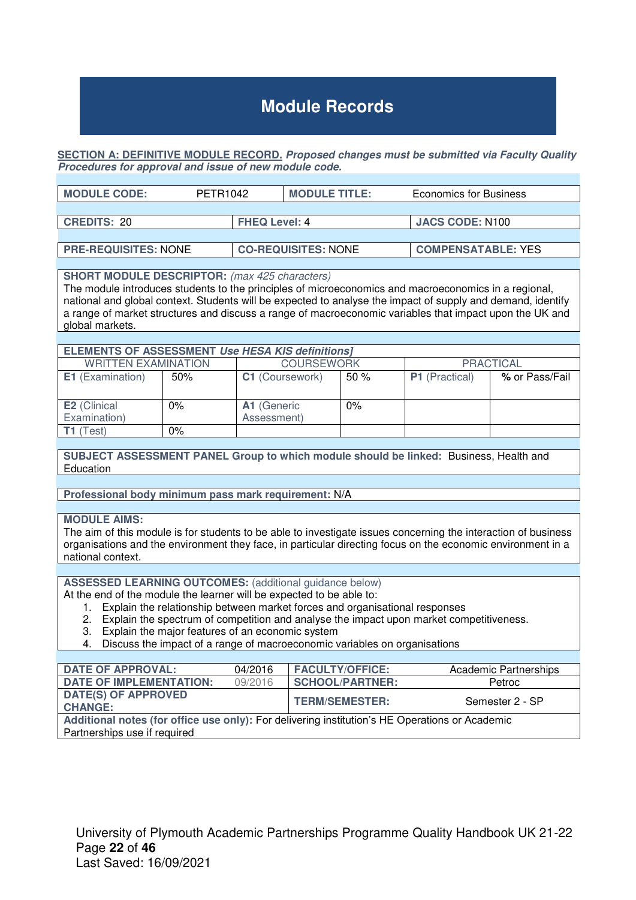# Module Records

**SECTION A: DEFINITIVE MODULE RECORD.** ***Proposed changes must be submitted via Faculty Quality Procedures for approval and issue of new module code.***

| **MODULE CODE:** | PETR1042 | **MODULE TITLE:** | Economics for Business |
|---|---|---|---|

| **CREDITS:** 20 | **FHEQ Level:** 4 | **JACS CODE:** N100 |
|---|---|---|
| **PRE-REQUISITES:** NONE | **CO-REQUISITES:** NONE | **COMPENSATABLE:** YES |

**SHORT MODULE DESCRIPTOR:** *(max 425 characters)*
The module introduces students to the principles of microeconomics and macroeconomics in a regional, national and global context. Students will be expected to analyse the impact of supply and demand, identify a range of market structures and discuss a range of macroeconomic variables that impact upon the UK and global markets.

**ELEMENTS OF ASSESSMENT** ***Use HESA KIS definitions]***

| WRITTEN EXAMINATION | | COURSEWORK | | PRACTICAL | |
|---|---|---|---|---|---|
| **E1** (Examination) | 50% | **C1** (Coursework) | 50 % | **P1** (Practical) | **%** or Pass/Fail |
| **E2** (Clinical Examination) | 0% | **A1** (Generic Assessment) | 0% | | |
| **T1** (Test) | 0% | | | | |

**SUBJECT ASSESSMENT PANEL Group to which module should be linked:** Business, Health and Education

**Professional body minimum pass mark requirement:** N/A

**MODULE AIMS:**
The aim of this module is for students to be able to investigate issues concerning the interaction of business organisations and the environment they face, in particular directing focus on the economic environment in a national context.

**ASSESSED LEARNING OUTCOMES:** (additional guidance below)
At the end of the module the learner will be expected to be able to:

1. Explain the relationship between market forces and organisational responses
2. Explain the spectrum of competition and analyse the impact upon market competitiveness.
3. Explain the major features of an economic system
4. Discuss the impact of a range of macroeconomic variables on organisations

| **DATE OF APPROVAL:** | 04/2016 | **FACULTY/OFFICE:** | Academic Partnerships |
|---|---|---|---|
| **DATE OF IMPLEMENTATION:** | 09/2016 | **SCHOOL/PARTNER:** | Petroc |
| **DATE(S) OF APPROVED CHANGE:** | | **TERM/SEMESTER:** | Semester 2 - SP |

**Additional notes (for office use only):** For delivering institution's HE Operations or Academic Partnerships use if required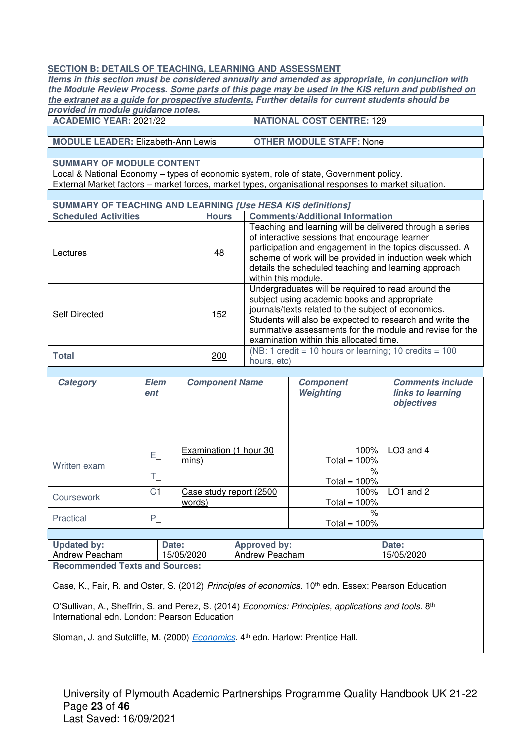**SECTION B: DETAILS OF TEACHING, LEARNING AND ASSESSMENT**

***Items in this section must be considered annually and amended as appropriate, in conjunction with the Module Review Process. Some parts of this page may be used in the KIS return and published on the extranet as a guide for prospective students. Further details for current students should be provided in module guidance notes.***

| **ACADEMIC YEAR:** 2021/22 | **NATIONAL COST CENTRE:** 129 |
|---|---|
| **MODULE LEADER:** Elizabeth-Ann Lewis | **OTHER MODULE STAFF:** None |

**SUMMARY OF MODULE CONTENT**

Local & National Economy – types of economic system, role of state, Government policy.
External Market factors – market forces, market types, organisational responses to market situation.

**SUMMARY OF TEACHING AND LEARNING *[Use HESA KIS definitions]***

| **Scheduled Activities** | **Hours** | **Comments/Additional Information** |
|---|---|---|
| Lectures | 48 | Teaching and learning will be delivered through a series of interactive sessions that encourage learner participation and engagement in the topics discussed. A scheme of work will be provided in induction week which details the scheduled teaching and learning approach within this module. |
| Self Directed | 152 | Undergraduates will be required to read around the subject using academic books and appropriate journals/texts related to the subject of economics. Students will also be expected to research and write the summative assessments for the module and revise for the examination within this allocated time. |
| **Total** | 200 | (NB: 1 credit = 10 hours or learning; 10 credits = 100 hours, etc) |

| ***Category*** | ***Element*** | ***Component Name*** | ***Component Weighting*** | ***Comments include links to learning objectives*** |
|---|---|---|---|---|
| Written exam | E_ | Examination (1 hour 30 mins) | 100% Total = 100% | LO3 and 4 |
| | T_ | | % Total = 100% | |
| Coursework | C1 | Case study report (2500 words) | 100% Total = 100% | LO1 and 2 |
| Practical | P_ | | % Total = 100% | |

| **Updated by:** Andrew Peacham | **Date:** 15/05/2020 | **Approved by:** Andrew Peacham | **Date:** 15/05/2020 |
|---|---|---|---|

**Recommended Texts and Sources:**

Case, K., Fair, R. and Oster, S. (2012) *Principles of economics.* 10th edn. Essex: Pearson Education

O'Sullivan, A., Sheffrin, S. and Perez, S. (2014) *Economics: Principles, applications and tools.* 8th International edn. London: Pearson Education

Sloman, J. and Sutcliffe, M. (2000) *Economics*. 4th edn. Harlow: Prentice Hall.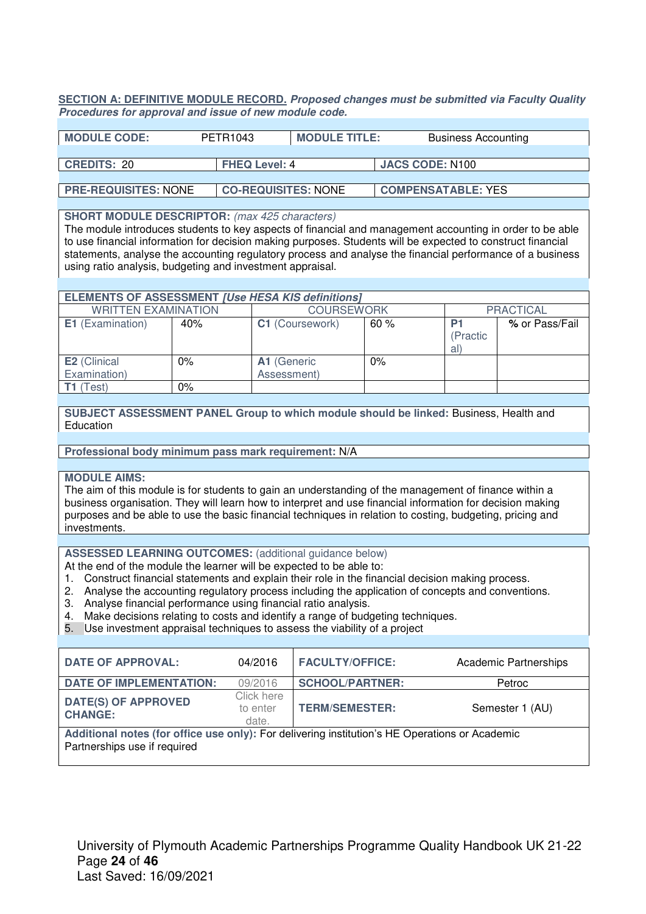**SECTION A: DEFINITIVE MODULE RECORD.** ***Proposed changes must be submitted via Faculty Quality Procedures for approval and issue of new module code.***

| **MODULE CODE:** | PETR1043 | **MODULE TITLE:** | Business Accounting |
|---|---|---|---|

| **CREDITS:** 20 | **FHEQ Level:** 4 | **JACS CODE:** N100 |
|---|---|---|

| **PRE-REQUISITES:** NONE | **CO-REQUISITES:** NONE | **COMPENSATABLE:** YES |
|---|---|---|

**SHORT MODULE DESCRIPTOR:** *(max 425 characters)*
The module introduces students to key aspects of financial and management accounting in order to be able to use financial information for decision making purposes. Students will be expected to construct financial statements, analyse the accounting regulatory process and analyse the financial performance of a business using ratio analysis, budgeting and investment appraisal.

| **ELEMENTS OF ASSESSMENT** ***[Use HESA KIS definitions]*** | | | | | |
|---|---|---|---|---|---|
| WRITTEN EXAMINATION | | COURSEWORK | | PRACTICAL | |
| **E1** (Examination) | 40% | **C1** (Coursework) | 60 % | **P1** (Practical) | **%** or Pass/Fail |
| **E2** (Clinical Examination) | 0% | **A1** (Generic Assessment) | 0% | | |
| **T1** (Test) | 0% | | | | |

**SUBJECT ASSESSMENT PANEL Group to which module should be linked:** Business, Health and Education

**Professional body minimum pass mark requirement:** N/A

**MODULE AIMS:**
The aim of this module is for students to gain an understanding of the management of finance within a business organisation. They will learn how to interpret and use financial information for decision making purposes and be able to use the basic financial techniques in relation to costing, budgeting, pricing and investments.

**ASSESSED LEARNING OUTCOMES:** (additional guidance below)
At the end of the module the learner will be expected to be able to:

1. Construct financial statements and explain their role in the financial decision making process.
2. Analyse the accounting regulatory process including the application of concepts and conventions.
3. Analyse financial performance using financial ratio analysis.
4. Make decisions relating to costs and identify a range of budgeting techniques.
5. Use investment appraisal techniques to assess the viability of a project

| **DATE OF APPROVAL:** | 04/2016 | **FACULTY/OFFICE:** | Academic Partnerships |
|---|---|---|---|
| **DATE OF IMPLEMENTATION:** | 09/2016 | **SCHOOL/PARTNER:** | Petroc |
| **DATE(S) OF APPROVED CHANGE:** | Click here to enter date. | **TERM/SEMESTER:** | Semester 1 (AU) |

**Additional notes (for office use only):** For delivering institution's HE Operations or Academic Partnerships use if required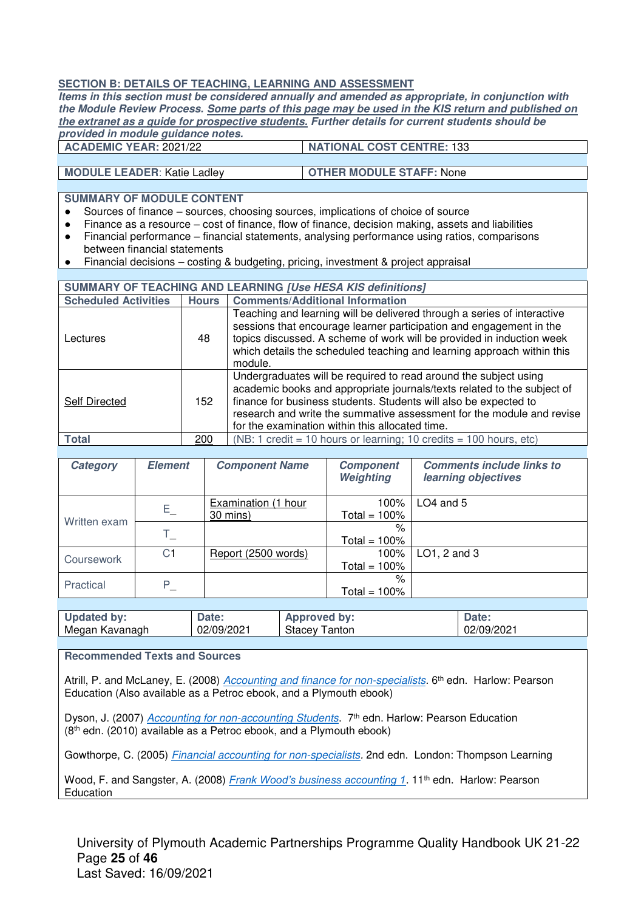## SECTION B: DETAILS OF TEACHING, LEARNING AND ASSESSMENT

***Items in this section must be considered annually and amended as appropriate, in conjunction with the Module Review Process. Some parts of this page may be used in the KIS return and published on the extranet as a guide for prospective students. Further details for current students should be provided in module guidance notes.***

| **ACADEMIC YEAR**: 2021/22 | **NATIONAL COST CENTRE**: 133 |
|---|---|
| **MODULE LEADER**: Katie Ladley | **OTHER MODULE STAFF**: None |

**SUMMARY OF MODULE CONTENT**

- Sources of finance – sources, choosing sources, implications of choice of source
- Finance as a resource – cost of finance, flow of finance, decision making, assets and liabilities
- Financial performance – financial statements, analysing performance using ratios, comparisons between financial statements
- Financial decisions – costing & budgeting, pricing, investment & project appraisal

**SUMMARY OF TEACHING AND LEARNING *[Use HESA KIS definitions]***

| Scheduled Activities | Hours | Comments/Additional Information |
|---|---|---|
| Lectures | 48 | Teaching and learning will be delivered through a series of interactive sessions that encourage learner participation and engagement in the topics discussed. A scheme of work will be provided in induction week which details the scheduled teaching and learning approach within this module. |
| Self Directed | 152 | Undergraduates will be required to read around the subject using academic books and appropriate journals/texts related to the subject of finance for business students. Students will also be expected to research and write the summative assessment for the module and revise for the examination within this allocated time. |
| **Total** | 200 | (NB: 1 credit = 10 hours or learning; 10 credits = 100 hours, etc) |

| *Category* | *Element* | *Component Name* | *Component Weighting* | *Comments include links to learning objectives* |
|---|---|---|---|---|
| Written exam | E_ | Examination (1 hour 30 mins) | 100% Total = 100% | LO4 and 5 |
| | T_ | | % Total = 100% | |
| Coursework | C1 | Report (2500 words) | 100% Total = 100% | LO1, 2 and 3 |
| Practical | P_ | | % Total = 100% | |

| **Updated by:** | **Date:** | **Approved by:** | **Date:** |
|---|---|---|---|
| Megan Kavanagh | 02/09/2021 | Stacey Tanton | 02/09/2021 |

**Recommended Texts and Sources**

Atrill, P. and McLaney, E. (2008) *Accounting and finance for non-specialists*. 6th edn. Harlow: Pearson Education (Also available as a Petroc ebook, and a Plymouth ebook)

Dyson, J. (2007) *Accounting for non-accounting Students*. 7th edn. Harlow: Pearson Education (8th edn. (2010) available as a Petroc ebook, and a Plymouth ebook)

Gowthorpe, C. (2005) *Financial accounting for non-specialists*. 2nd edn. London: Thompson Learning

Wood, F. and Sangster, A. (2008) *Frank Wood's business accounting 1*. 11th edn. Harlow: Pearson Education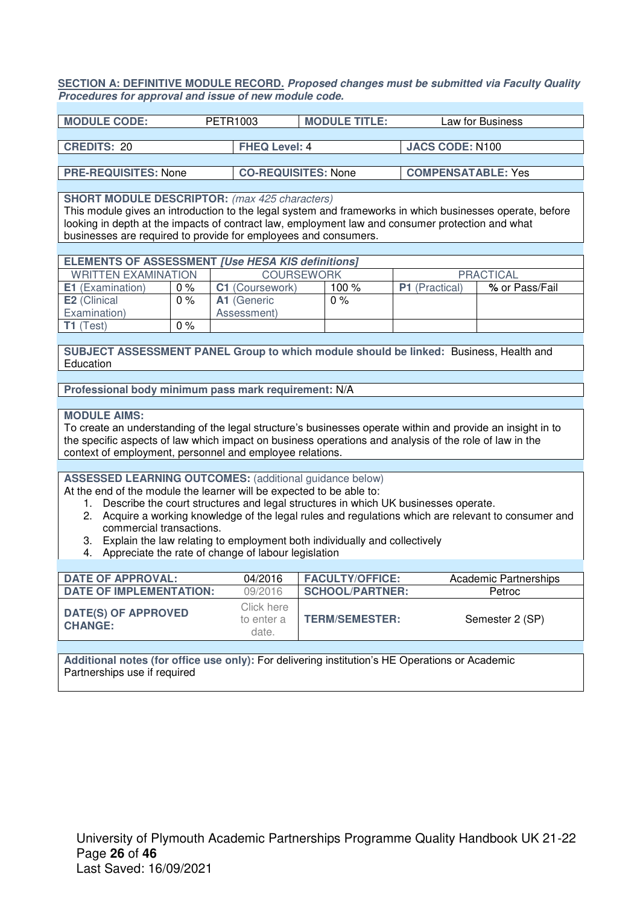**SECTION A: DEFINITIVE MODULE RECORD.** ***Proposed changes must be submitted via Faculty Quality Procedures for approval and issue of new module code.***

| **MODULE CODE:** | PETR1003 | **MODULE TITLE:** | Law for Business |
|---|---|---|---|

| **CREDITS:** 20 | **FHEQ Level:** 4 | **JACS CODE:** N100 |
|---|---|---|

| **PRE-REQUISITES:** None | **CO-REQUISITES:** None | **COMPENSATABLE:** Yes |
|---|---|---|

**SHORT MODULE DESCRIPTOR:** *(max 425 characters)*
This module gives an introduction to the legal system and frameworks in which businesses operate, before looking in depth at the impacts of contract law, employment law and consumer protection and what businesses are required to provide for employees and consumers.

**ELEMENTS OF ASSESSMENT** ***[Use HESA KIS definitions]***

| WRITTEN EXAMINATION | | COURSEWORK | | PRACTICAL | |
|---|---|---|---|---|---|
| **E1** (Examination) | 0 % | **C1** (Coursework) | 100 % | **P1** (Practical) | **%** or Pass/Fail |
| **E2** (Clinical Examination) | 0 % | **A1** (Generic Assessment) | 0 % | | |
| **T1** (Test) | 0 % | | | | |

**SUBJECT ASSESSMENT PANEL Group to which module should be linked:** Business, Health and Education

**Professional body minimum pass mark requirement:** N/A

**MODULE AIMS:**
To create an understanding of the legal structure's businesses operate within and provide an insight in to the specific aspects of law which impact on business operations and analysis of the role of law in the context of employment, personnel and employee relations.

**ASSESSED LEARNING OUTCOMES:** (additional guidance below)
At the end of the module the learner will be expected to be able to:

1. Describe the court structures and legal structures in which UK businesses operate.
2. Acquire a working knowledge of the legal rules and regulations which are relevant to consumer and commercial transactions.
3. Explain the law relating to employment both individually and collectively
4. Appreciate the rate of change of labour legislation

| **DATE OF APPROVAL:** | 04/2016 | **FACULTY/OFFICE:** | Academic Partnerships |
|---|---|---|---|
| **DATE OF IMPLEMENTATION:** | 09/2016 | **SCHOOL/PARTNER:** | Petroc |
| **DATE(S) OF APPROVED CHANGE:** | Click here to enter a date. | **TERM/SEMESTER:** | Semester 2 (SP) |

**Additional notes (for office use only):** For delivering institution's HE Operations or Academic Partnerships use if required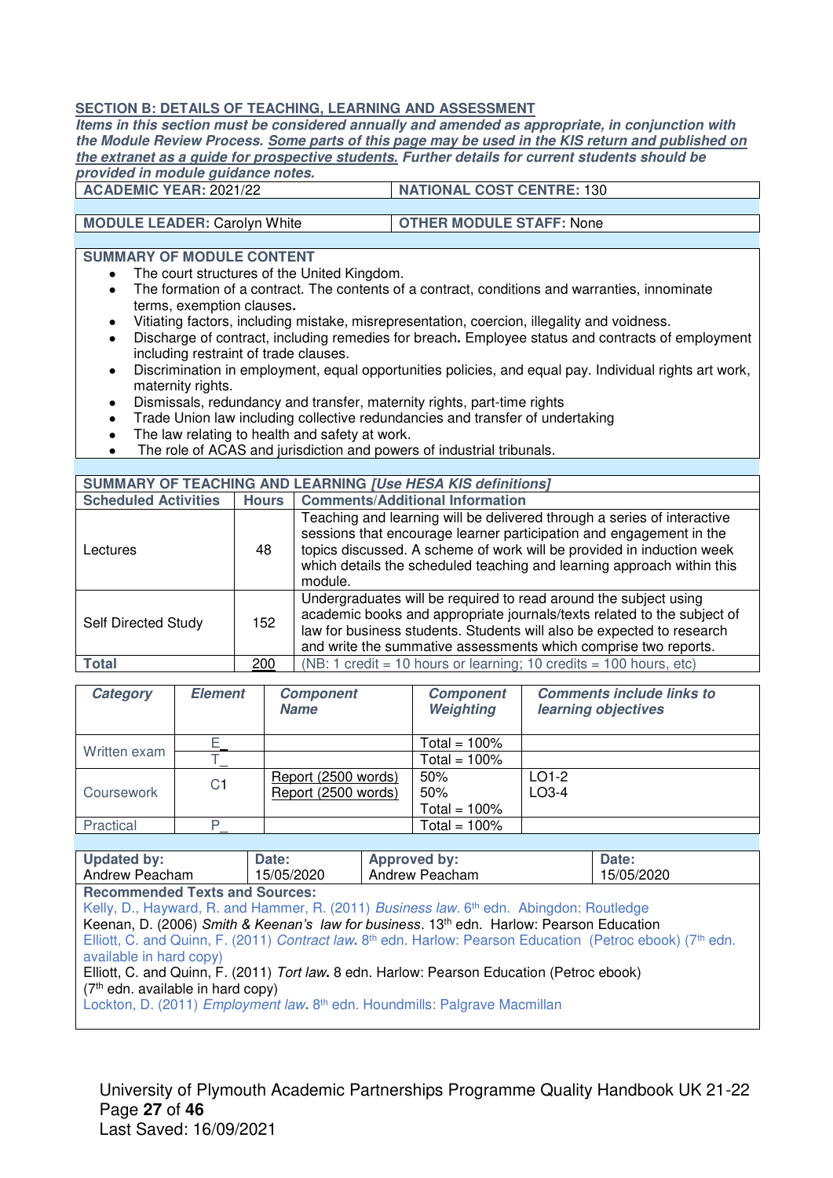## SECTION B: DETAILS OF TEACHING, LEARNING AND ASSESSMENT

***Items in this section must be considered annually and amended as appropriate, in conjunction with the Module Review Process. Some parts of this page may be used in the KIS return and published on the extranet as a guide for prospective students. Further details for current students should be provided in module guidance notes.***

| **ACADEMIC YEAR:** 2021/22 | **NATIONAL COST CENTRE:** 130 |
|---|---|
| **MODULE LEADER:** Carolyn White | **OTHER MODULE STAFF:** None |

**SUMMARY OF MODULE CONTENT**

- The court structures of the United Kingdom.
- The formation of a contract. The contents of a contract, conditions and warranties, innominate terms, exemption clauses**.**
- Vitiating factors, including mistake, misrepresentation, coercion, illegality and voidness.
- Discharge of contract, including remedies for breach**.** Employee status and contracts of employment including restraint of trade clauses.
- Discrimination in employment, equal opportunities policies, and equal pay. Individual rights art work, maternity rights.
- Dismissals, redundancy and transfer, maternity rights, part-time rights
- Trade Union law including collective redundancies and transfer of undertaking
- The law relating to health and safety at work.
- The role of ACAS and jurisdiction and powers of industrial tribunals.

**SUMMARY OF TEACHING AND LEARNING *[Use HESA KIS definitions]***

| Scheduled Activities | Hours | Comments/Additional Information |
|---|---|---|
| Lectures | 48 | Teaching and learning will be delivered through a series of interactive sessions that encourage learner participation and engagement in the topics discussed. A scheme of work will be provided in induction week which details the scheduled teaching and learning approach within this module. |
| Self Directed Study | 152 | Undergraduates will be required to read around the subject using academic books and appropriate journals/texts related to the subject of law for business students. Students will also be expected to research and write the summative assessments which comprise two reports. |
| **Total** | 200 | (NB: 1 credit = 10 hours or learning; 10 credits = 100 hours, etc) |

| *Category* | *Element* | *Component Name* | *Component Weighting* | *Comments include links to learning objectives* |
|---|---|---|---|---|
| Written exam | E_ | | Total = 100% | |
| | T_ | | Total = 100% | |
| Coursework | C1 | Report (2500 words)<br>Report (2500 words) | 50%<br>50%<br>Total = 100% | LO1-2<br>LO3-4 |
| Practical | P_ | | Total = 100% | |

| **Updated by:** Andrew Peacham | **Date:** 15/05/2020 | **Approved by:** Andrew Peacham | **Date:** 15/05/2020 |
|---|---|---|---|

**Recommended Texts and Sources:**

Kelly, D., Hayward, R. and Hammer, R. (2011) *Business law.* 6th edn. Abingdon: Routledge

Keenan, D. (2006) *Smith & Keenan's law for business*. 13th edn. Harlow: Pearson Education

Elliott, C. and Quinn, F. (2011) *Contract law***.** 8th edn. Harlow: Pearson Education (Petroc ebook) (7th edn. available in hard copy)

Elliott, C. and Quinn, F. (2011) *Tort law***.** 8 edn. Harlow: Pearson Education (Petroc ebook) (7th edn. available in hard copy)

Lockton, D. (2011) *Employment law***.** 8th edn. Houndmills: Palgrave Macmillan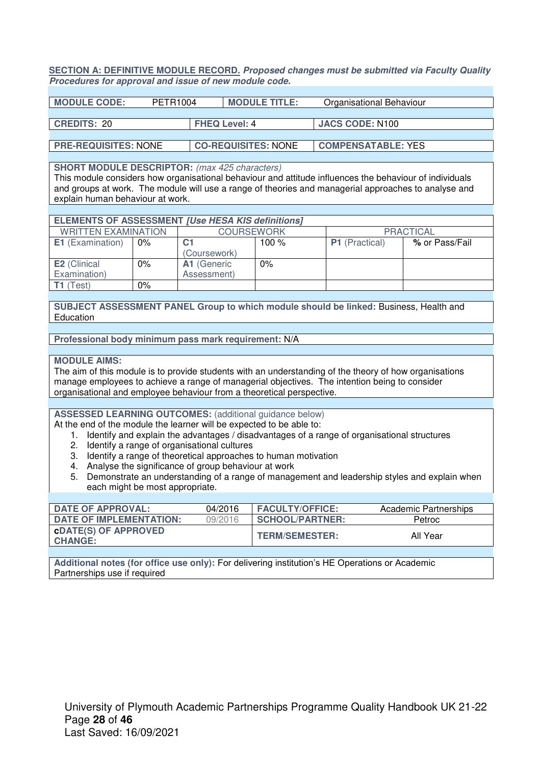**SECTION A: DEFINITIVE MODULE RECORD.** ***Proposed changes must be submitted via Faculty Quality Procedures for approval and issue of new module code.***

| **MODULE CODE:** | PETR1004 | **MODULE TITLE:** | Organisational Behaviour |
|---|---|---|---|

| **CREDITS:** 20 | **FHEQ Level:** 4 | **JACS CODE:** N100 |
|---|---|---|

| **PRE-REQUISITES:** NONE | **CO-REQUISITES:** NONE | **COMPENSATABLE:** YES |
|---|---|---|

**SHORT MODULE DESCRIPTOR:** *(max 425 characters)*
This module considers how organisational behaviour and attitude influences the behaviour of individuals and groups at work. The module will use a range of theories and managerial approaches to analyse and explain human behaviour at work.

**ELEMENTS OF ASSESSMENT** ***[Use HESA KIS definitions]***

| WRITTEN EXAMINATION | | COURSEWORK | | PRACTICAL | |
|---|---|---|---|---|---|
| **E1** (Examination) | 0% | **C1** (Coursework) | 100 % | **P1** (Practical) | **%** or Pass/Fail |
| **E2** (Clinical Examination) | 0% | **A1** (Generic Assessment) | 0% | | |
| **T1** (Test) | 0% | | | | |

**SUBJECT ASSESSMENT PANEL Group to which module should be linked:** Business, Health and Education

**Professional body minimum pass mark requirement:** N/A

**MODULE AIMS:**
The aim of this module is to provide students with an understanding of the theory of how organisations manage employees to achieve a range of managerial objectives. The intention being to consider organisational and employee behaviour from a theoretical perspective.

**ASSESSED LEARNING OUTCOMES:** (additional guidance below)
At the end of the module the learner will be expected to be able to:

1. Identify and explain the advantages / disadvantages of a range of organisational structures
2. Identify a range of organisational cultures
3. Identify a range of theoretical approaches to human motivation
4. Analyse the significance of group behaviour at work
5. Demonstrate an understanding of a range of management and leadership styles and explain when each might be most appropriate.

| **DATE OF APPROVAL:** | 04/2016 | **FACULTY/OFFICE:** | Academic Partnerships |
|---|---|---|---|
| **DATE OF IMPLEMENTATION:** | 09/2016 | **SCHOOL/PARTNER:** | Petroc |
| **cDATE(S) OF APPROVED CHANGE:** | | **TERM/SEMESTER:** | All Year |

**Additional notes (for office use only):** For delivering institution's HE Operations or Academic Partnerships use if required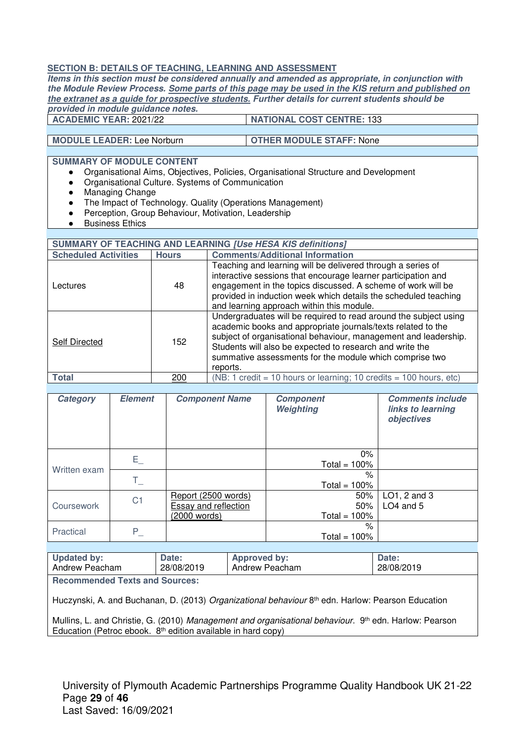## SECTION B: DETAILS OF TEACHING, LEARNING AND ASSESSMENT

***Items in this section must be considered annually and amended as appropriate, in conjunction with the Module Review Process. Some parts of this page may be used in the KIS return and published on the extranet as a guide for prospective students. Further details for current students should be provided in module guidance notes.***

| **ACADEMIC YEAR:** 2021/22 | **NATIONAL COST CENTRE:** 133 |
|---|---|
| **MODULE LEADER:** Lee Norburn | **OTHER MODULE STAFF:** None |

**SUMMARY OF MODULE CONTENT**

- Organisational Aims, Objectives, Policies, Organisational Structure and Development
- Organisational Culture. Systems of Communication
- Managing Change
- The Impact of Technology. Quality (Operations Management)
- Perception, Group Behaviour, Motivation, Leadership
- Business Ethics

**SUMMARY OF TEACHING AND LEARNING *[Use HESA KIS definitions]***

| **Scheduled Activities** | **Hours** | **Comments/Additional Information** |
|---|---|---|
| Lectures | 48 | Teaching and learning will be delivered through a series of interactive sessions that encourage learner participation and engagement in the topics discussed. A scheme of work will be provided in induction week which details the scheduled teaching and learning approach within this module. |
| Self Directed | 152 | Undergraduates will be required to read around the subject using academic books and appropriate journals/texts related to the subject of organisational behaviour, management and leadership. Students will also be expected to research and write the summative assessments for the module which comprise two reports. |
| **Total** | 200 | (NB: 1 credit = 10 hours or learning; 10 credits = 100 hours, etc) |

| ***Category*** | ***Element*** | ***Component Name*** | ***Component Weighting*** | ***Comments include links to learning objectives*** |
|---|---|---|---|---|
| Written exam | E_ | | 0%<br>Total = 100% | |
| | T_ | | %<br>Total = 100% | |
| Coursework | C1 | Report (2500 words)<br>Essay and reflection (2000 words) | 50%<br>50%<br>Total = 100% | LO1, 2 and 3<br>LO4 and 5 |
| Practical | P_ | | %<br>Total = 100% | |

| **Updated by:** Andrew Peacham | **Date:** 28/08/2019 | **Approved by:** Andrew Peacham | **Date:** 28/08/2019 |
|---|---|---|---|

**Recommended Texts and Sources:**

Huczynski, A. and Buchanan, D. (2013) *Organizational behaviour* 8th edn. Harlow: Pearson Education

Mullins, L. and Christie, G. (2010) *Management and organisational behaviour.* 9th edn. Harlow: Pearson Education (Petroc ebook. 8th edition available in hard copy)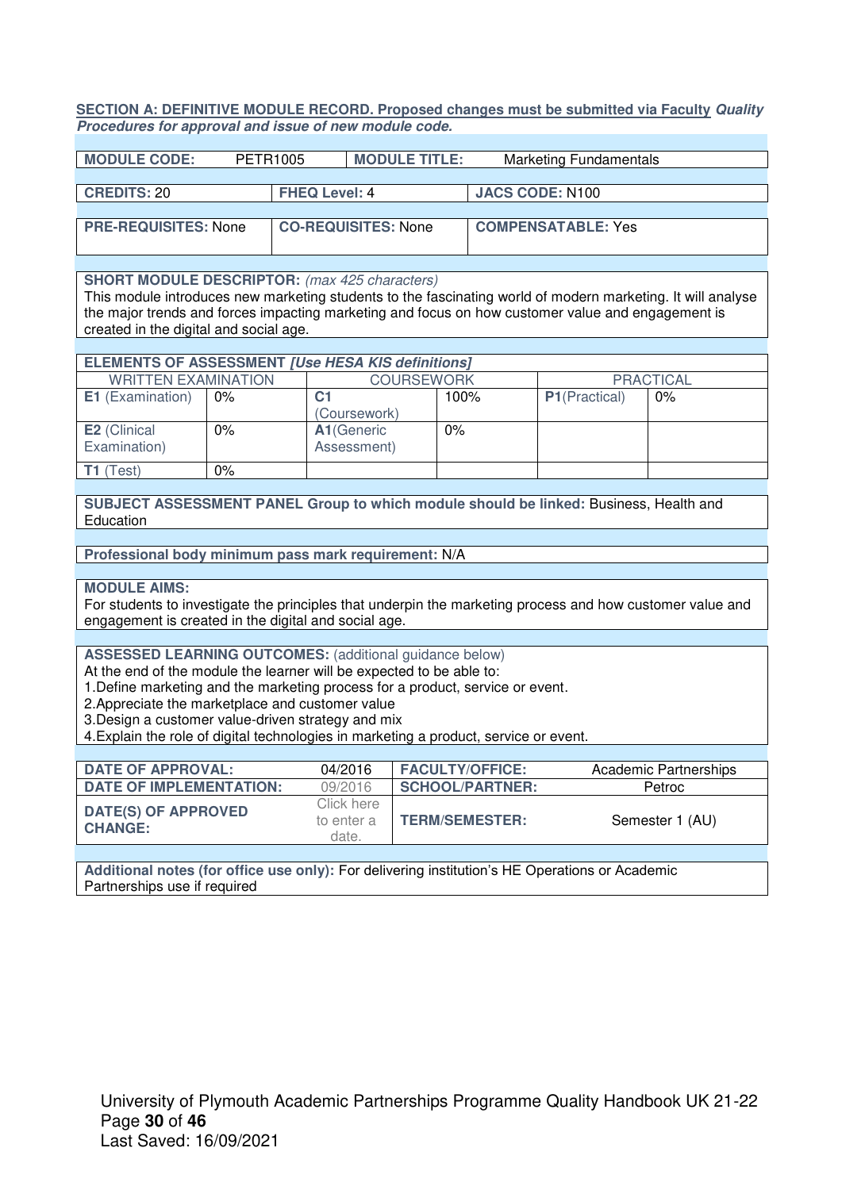**SECTION A: DEFINITIVE MODULE RECORD. Proposed changes must be submitted via Faculty *Quality Procedures for approval and issue of new module code.***

| **MODULE CODE:** | PETR1005 | **MODULE TITLE:** | Marketing Fundamentals |
|---|---|---|---|

| **CREDITS:** 20 | **FHEQ Level:** 4 | **JACS CODE:** N100 |
|---|---|---|

| **PRE-REQUISITES:** None | **CO-REQUISITES:** None | **COMPENSATABLE:** Yes |
|---|---|---|

**SHORT MODULE DESCRIPTOR:** *(max 425 characters)*
This module introduces new marketing students to the fascinating world of modern marketing. It will analyse the major trends and forces impacting marketing and focus on how customer value and engagement is created in the digital and social age.

**ELEMENTS OF ASSESSMENT *[Use HESA KIS definitions]***

| WRITTEN EXAMINATION | | COURSEWORK | | PRACTICAL | |
|---|---|---|---|---|---|
| **E1** (Examination) | 0% | **C1** (Coursework) | 100% | **P1**(Practical) | 0% |
| **E2** (Clinical Examination) | 0% | **A1**(Generic Assessment) | 0% | | |
| **T1** (Test) | 0% | | | | |

**SUBJECT ASSESSMENT PANEL Group to which module should be linked:** Business, Health and Education

**Professional body minimum pass mark requirement:** N/A

**MODULE AIMS:**
For students to investigate the principles that underpin the marketing process and how customer value and engagement is created in the digital and social age.

**ASSESSED LEARNING OUTCOMES:** (additional guidance below)
At the end of the module the learner will be expected to be able to:
1.Define marketing and the marketing process for a product, service or event.
2.Appreciate the marketplace and customer value
3.Design a customer value-driven strategy and mix
4.Explain the role of digital technologies in marketing a product, service or event.

| **DATE OF APPROVAL:** | 04/2016 | **FACULTY/OFFICE:** | Academic Partnerships |
|---|---|---|---|
| **DATE OF IMPLEMENTATION:** | 09/2016 | **SCHOOL/PARTNER:** | Petroc |
| **DATE(S) OF APPROVED CHANGE:** | Click here to enter a date. | **TERM/SEMESTER:** | Semester 1 (AU) |

**Additional notes (for office use only):** For delivering institution's HE Operations or Academic Partnerships use if required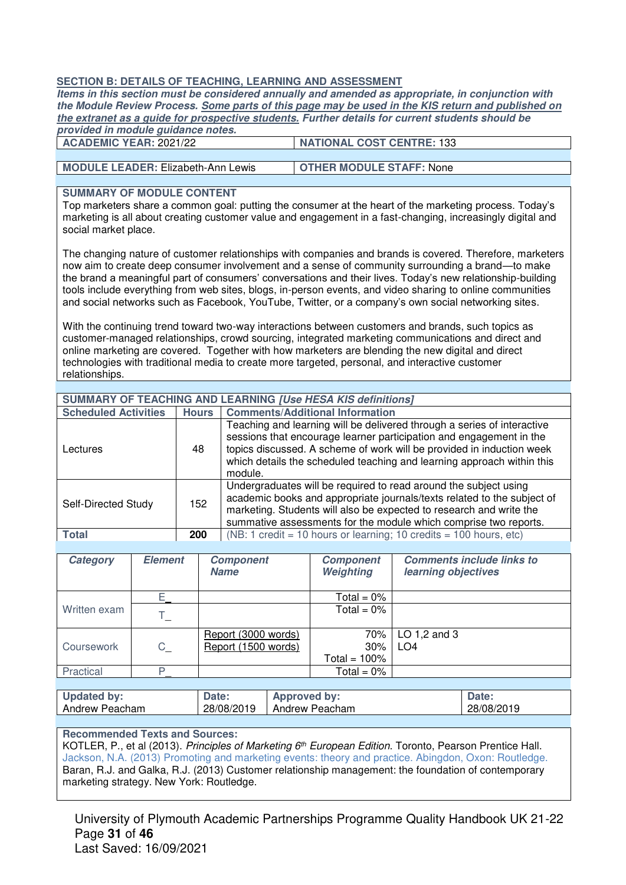## SECTION B: DETAILS OF TEACHING, LEARNING AND ASSESSMENT

***Items in this section must be considered annually and amended as appropriate, in conjunction with the Module Review Process. Some parts of this page may be used in the KIS return and published on the extranet as a guide for prospective students. Further details for current students should be provided in module guidance notes.***

| **ACADEMIC YEAR:** 2021/22 | **NATIONAL COST CENTRE:** 133 |
|---|---|
| **MODULE LEADER:** Elizabeth-Ann Lewis | **OTHER MODULE STAFF:** None |

**SUMMARY OF MODULE CONTENT**

Top marketers share a common goal: putting the consumer at the heart of the marketing process. Today's marketing is all about creating customer value and engagement in a fast-changing, increasingly digital and social market place.

The changing nature of customer relationships with companies and brands is covered. Therefore, marketers now aim to create deep consumer involvement and a sense of community surrounding a brand—to make the brand a meaningful part of consumers' conversations and their lives. Today's new relationship-building tools include everything from web sites, blogs, in-person events, and video sharing to online communities and social networks such as Facebook, YouTube, Twitter, or a company's own social networking sites.

With the continuing trend toward two-way interactions between customers and brands, such topics as customer-managed relationships, crowd sourcing, integrated marketing communications and direct and online marketing are covered. Together with how marketers are blending the new digital and direct technologies with traditional media to create more targeted, personal, and interactive customer relationships.

**SUMMARY OF TEACHING AND LEARNING *[Use HESA KIS definitions]***

| **Scheduled Activities** | **Hours** | **Comments/Additional Information** |
|---|---|---|
| Lectures | 48 | Teaching and learning will be delivered through a series of interactive sessions that encourage learner participation and engagement in the topics discussed. A scheme of work will be provided in induction week which details the scheduled teaching and learning approach within this module. |
| Self-Directed Study | 152 | Undergraduates will be required to read around the subject using academic books and appropriate journals/texts related to the subject of marketing. Students will also be expected to research and write the summative assessments for the module which comprise two reports. |
| **Total** | **200** | (NB: 1 credit = 10 hours or learning; 10 credits = 100 hours, etc) |

| ***Category*** | ***Element*** | ***Component Name*** | ***Component Weighting*** | ***Comments include links to learning objectives*** |
|---|---|---|---|---|
| Written exam | E_ | | Total = 0% | |
| | T_ | | Total = 0% | |
| Coursework | C_ | Report (3000 words)<br>Report (1500 words) | 70%<br>30%<br>Total = 100% | LO 1,2 and 3<br>LO4 |
| Practical | P_ | | Total = 0% | |

| **Updated by:** | **Date:** | **Approved by:** | **Date:** |
|---|---|---|---|
| Andrew Peacham | 28/08/2019 | Andrew Peacham | 28/08/2019 |

**Recommended Texts and Sources:**

KOTLER, P., et al (2013). *Principles of Marketing 6th European Edition*. Toronto, Pearson Prentice Hall.

Jackson, N.A. (2013) Promoting and marketing events: theory and practice. Abingdon, Oxon: Routledge.

Baran, R.J. and Galka, R.J. (2013) Customer relationship management: the foundation of contemporary marketing strategy. New York: Routledge.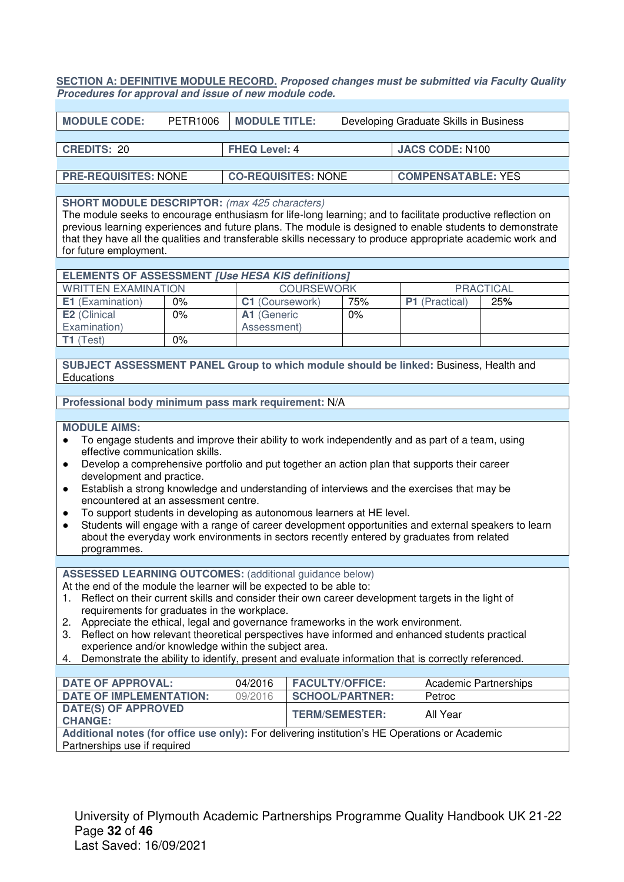**SECTION A: DEFINITIVE MODULE RECORD.** ***Proposed changes must be submitted via Faculty Quality Procedures for approval and issue of new module code.***

| **MODULE CODE:** | PETR1006 | **MODULE TITLE:** | Developing Graduate Skills in Business |
|---|---|---|---|

| **CREDITS:** 20 | **FHEQ Level:** 4 | **JACS CODE:** N100 |
|---|---|---|
| **PRE-REQUISITES:** NONE | **CO-REQUISITES:** NONE | **COMPENSATABLE:** YES |

**SHORT MODULE DESCRIPTOR:** *(max 425 characters)*
The module seeks to encourage enthusiasm for life-long learning; and to facilitate productive reflection on previous learning experiences and future plans. The module is designed to enable students to demonstrate that they have all the qualities and transferable skills necessary to produce appropriate academic work and for future employment.

| **ELEMENTS OF ASSESSMENT** ***[Use HESA KIS definitions]*** | | | | | |
|---|---|---|---|---|---|
| WRITTEN EXAMINATION | | COURSEWORK | | PRACTICAL | |
| **E1** (Examination) | 0% | **C1** (Coursework) | 75% | **P1** (Practical) | **25%** |
| **E2** (Clinical Examination) | 0% | **A1** (Generic Assessment) | 0% | | |
| **T1** (Test) | 0% | | | | |

**SUBJECT ASSESSMENT PANEL Group to which module should be linked:** Business, Health and Educations

**Professional body minimum pass mark requirement:** N/A

**MODULE AIMS:**

- To engage students and improve their ability to work independently and as part of a team, using effective communication skills.
- Develop a comprehensive portfolio and put together an action plan that supports their career development and practice.
- Establish a strong knowledge and understanding of interviews and the exercises that may be encountered at an assessment centre.
- To support students in developing as autonomous learners at HE level.
- Students will engage with a range of career development opportunities and external speakers to learn about the everyday work environments in sectors recently entered by graduates from related programmes.

**ASSESSED LEARNING OUTCOMES:** (additional guidance below)
At the end of the module the learner will be expected to be able to:

1. Reflect on their current skills and consider their own career development targets in the light of requirements for graduates in the workplace.
2. Appreciate the ethical, legal and governance frameworks in the work environment.
3. Reflect on how relevant theoretical perspectives have informed and enhanced students practical experience and/or knowledge within the subject area.
4. Demonstrate the ability to identify, present and evaluate information that is correctly referenced.

| **DATE OF APPROVAL:** | 04/2016 | **FACULTY/OFFICE:** | Academic Partnerships |
|---|---|---|---|
| **DATE OF IMPLEMENTATION:** | 09/2016 | **SCHOOL/PARTNER:** | Petroc |
| **DATE(S) OF APPROVED CHANGE:** | | **TERM/SEMESTER:** | All Year |

**Additional notes (for office use only):** For delivering institution's HE Operations or Academic Partnerships use if required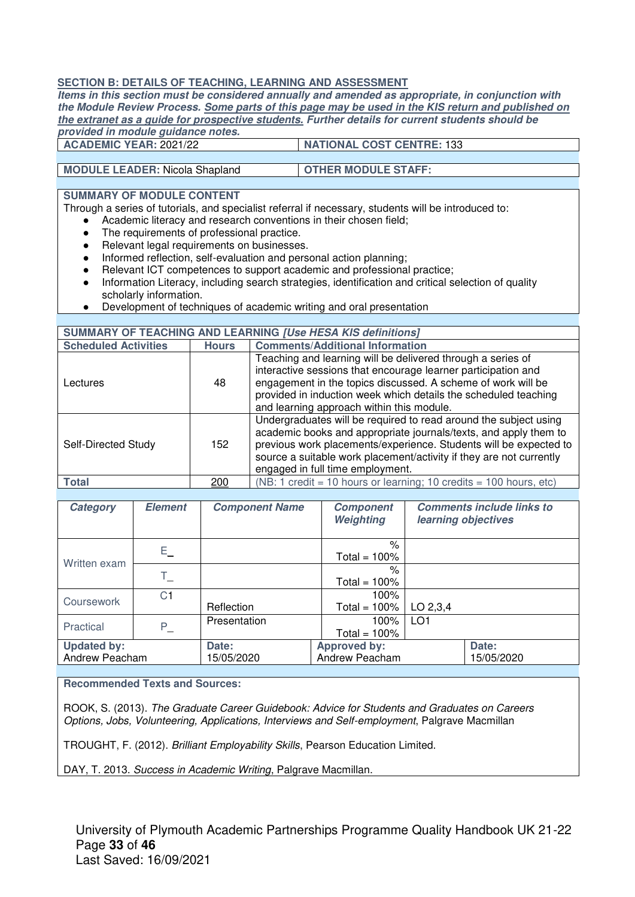**SECTION B: DETAILS OF TEACHING, LEARNING AND ASSESSMENT**

***Items in this section must be considered annually and amended as appropriate, in conjunction with the Module Review Process. Some parts of this page may be used in the KIS return and published on the extranet as a guide for prospective students. Further details for current students should be provided in module guidance notes.***

| **ACADEMIC YEAR:** 2021/22 | **NATIONAL COST CENTRE:** 133 |
|---|---|
| **MODULE LEADER:** Nicola Shapland | **OTHER MODULE STAFF:** |

**SUMMARY OF MODULE CONTENT**

Through a series of tutorials, and specialist referral if necessary, students will be introduced to:

- Academic literacy and research conventions in their chosen field;
- The requirements of professional practice.
- Relevant legal requirements on businesses.
- Informed reflection, self-evaluation and personal action planning;
- Relevant ICT competences to support academic and professional practice;
- Information Literacy, including search strategies, identification and critical selection of quality scholarly information.
- Development of techniques of academic writing and oral presentation

**SUMMARY OF TEACHING AND LEARNING** ***[Use HESA KIS definitions]***

| **Scheduled Activities** | **Hours** | **Comments/Additional Information** |
|---|---|---|
| Lectures | 48 | Teaching and learning will be delivered through a series of interactive sessions that encourage learner participation and engagement in the topics discussed. A scheme of work will be provided in induction week which details the scheduled teaching and learning approach within this module. |
| Self-Directed Study | 152 | Undergraduates will be required to read around the subject using academic books and appropriate journals/texts, and apply them to previous work placements/experience. Students will be expected to source a suitable work placement/activity if they are not currently engaged in full time employment. |
| **Total** | 200 | (NB: 1 credit = 10 hours or learning; 10 credits = 100 hours, etc) |

| ***Category*** | ***Element*** | ***Component Name*** | ***Component Weighting*** | ***Comments include links to learning objectives*** |
|---|---|---|---|---|
| Written exam | E_ | | % Total = 100% | |
| | T_ | | % Total = 100% | |
| Coursework | C1 | Reflection | 100% Total = 100% | LO 2,3,4 |
| Practical | P_ | Presentation | 100% Total = 100% | LO1 |

| **Updated by:** Andrew Peacham | **Date:** 15/05/2020 | **Approved by:** Andrew Peacham | **Date:** 15/05/2020 |
|---|---|---|---|

**Recommended Texts and Sources:**

ROOK, S. (2013). *The Graduate Career Guidebook: Advice for Students and Graduates on Careers Options, Jobs, Volunteering, Applications, Interviews and Self-employment*, Palgrave Macmillan

TROUGHT, F. (2012). *Brilliant Employability Skills*, Pearson Education Limited.

DAY, T. 2013. *Success in Academic Writing*, Palgrave Macmillan.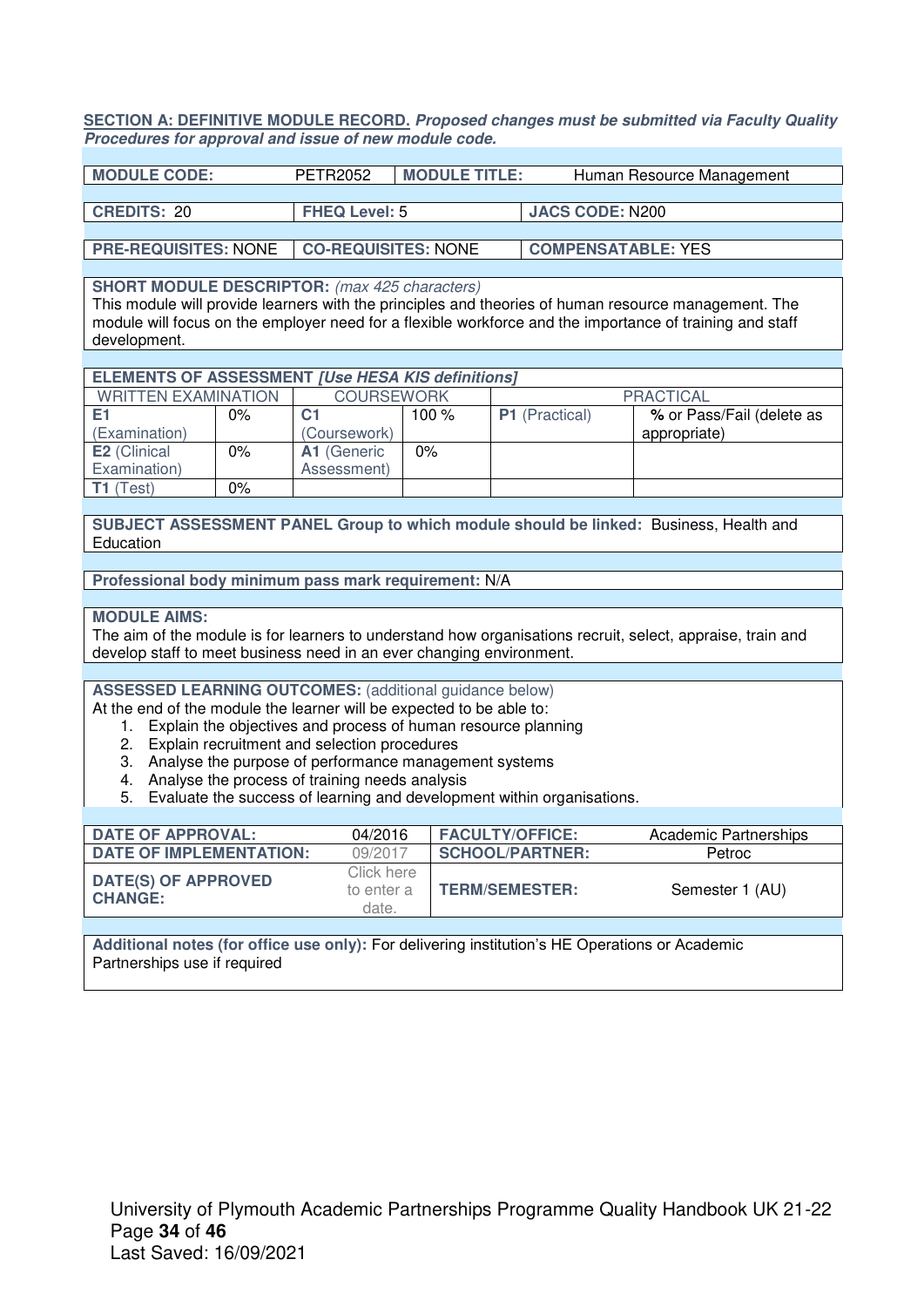**SECTION A: DEFINITIVE MODULE RECORD.** ***Proposed changes must be submitted via Faculty Quality Procedures for approval and issue of new module code.***

| **MODULE CODE:** | PETR2052 | **MODULE TITLE:** | Human Resource Management |
|---|---|---|---|

| **CREDITS:** 20 | **FHEQ Level:** 5 | **JACS CODE:** N200 |
|---|---|---|

| **PRE-REQUISITES:** NONE | **CO-REQUISITES:** NONE | **COMPENSATABLE:** YES |
|---|---|---|

**SHORT MODULE DESCRIPTOR:** *(max 425 characters)*
This module will provide learners with the principles and theories of human resource management. The module will focus on the employer need for a flexible workforce and the importance of training and staff development.

**ELEMENTS OF ASSESSMENT** ***[Use HESA KIS definitions]***

| WRITTEN EXAMINATION | | COURSEWORK | | PRACTICAL | |
|---|---|---|---|---|---|
| **E1** (Examination) | 0% | **C1** (Coursework) | 100 % | **P1** (Practical) | **%** or Pass/Fail (delete as appropriate) |
| **E2** (Clinical Examination) | 0% | **A1** (Generic Assessment) | 0% | | |
| **T1** (Test) | 0% | | | | |

**SUBJECT ASSESSMENT PANEL Group to which module should be linked:** Business, Health and Education

**Professional body minimum pass mark requirement:** N/A

**MODULE AIMS:**
The aim of the module is for learners to understand how organisations recruit, select, appraise, train and develop staff to meet business need in an ever changing environment.

**ASSESSED LEARNING OUTCOMES:** (additional guidance below)
At the end of the module the learner will be expected to be able to:

1. Explain the objectives and process of human resource planning
2. Explain recruitment and selection procedures
3. Analyse the purpose of performance management systems
4. Analyse the process of training needs analysis
5. Evaluate the success of learning and development within organisations.

| **DATE OF APPROVAL:** | 04/2016 | **FACULTY/OFFICE:** | Academic Partnerships |
|---|---|---|---|
| **DATE OF IMPLEMENTATION:** | 09/2017 | **SCHOOL/PARTNER:** | Petroc |
| **DATE(S) OF APPROVED CHANGE:** | Click here to enter a date. | **TERM/SEMESTER:** | Semester 1 (AU) |

**Additional notes (for office use only):** For delivering institution's HE Operations or Academic Partnerships use if required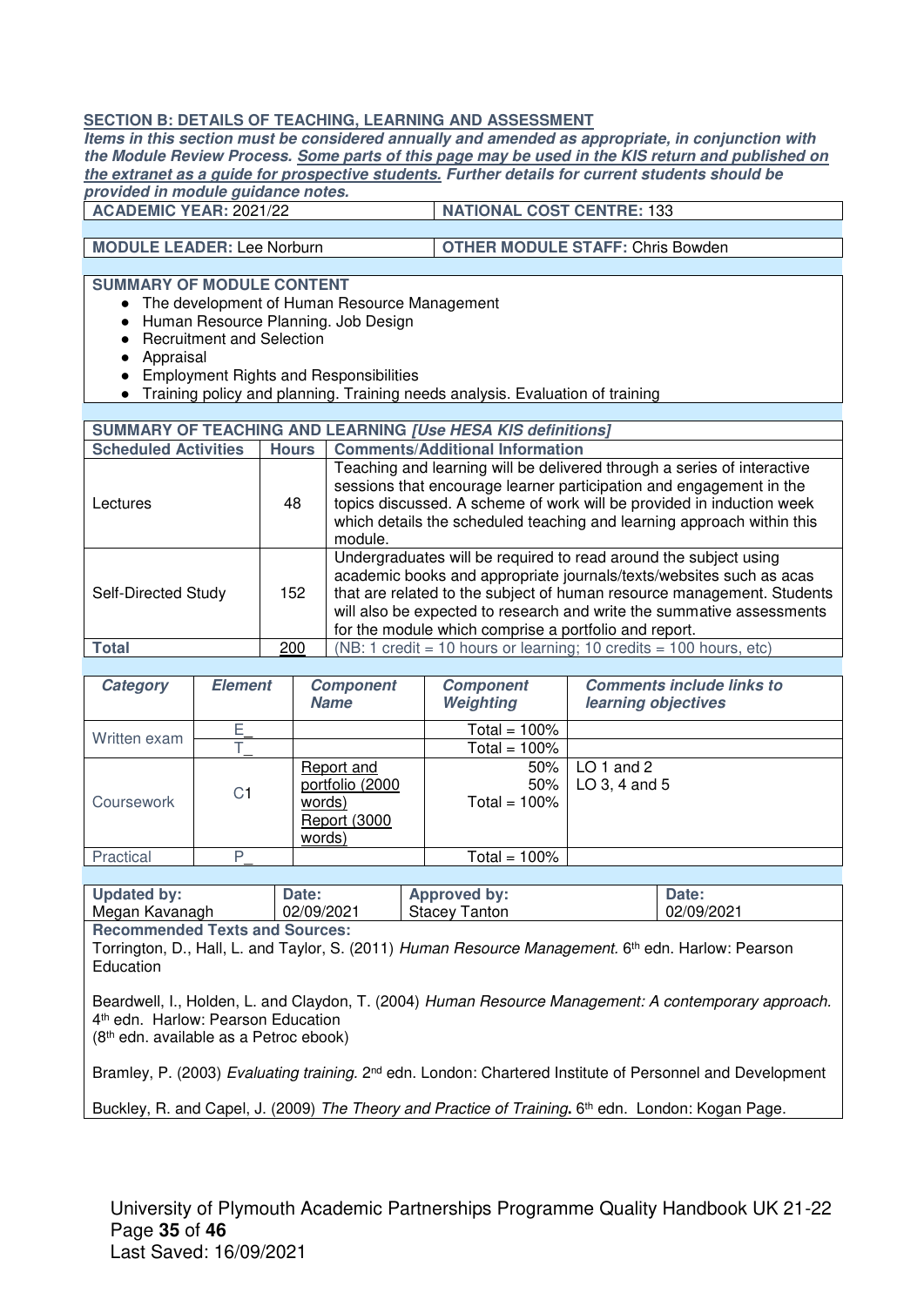**SECTION B: DETAILS OF TEACHING, LEARNING AND ASSESSMENT**

***Items in this section must be considered annually and amended as appropriate, in conjunction with the Module Review Process. Some parts of this page may be used in the KIS return and published on the extranet as a guide for prospective students. Further details for current students should be provided in module guidance notes.***

| **ACADEMIC YEAR:** 2021/22 | **NATIONAL COST CENTRE:** 133 |
|---|---|
| **MODULE LEADER:** Lee Norburn | **OTHER MODULE STAFF:** Chris Bowden |

**SUMMARY OF MODULE CONTENT**

- The development of Human Resource Management
- Human Resource Planning. Job Design
- Recruitment and Selection
- Appraisal
- Employment Rights and Responsibilities
- Training policy and planning. Training needs analysis. Evaluation of training

**SUMMARY OF TEACHING AND LEARNING *[Use HESA KIS definitions]***

| Scheduled Activities | Hours | Comments/Additional Information |
|---|---|---|
| Lectures | 48 | Teaching and learning will be delivered through a series of interactive sessions that encourage learner participation and engagement in the topics discussed. A scheme of work will be provided in induction week which details the scheduled teaching and learning approach within this module. |
| Self-Directed Study | 152 | Undergraduates will be required to read around the subject using academic books and appropriate journals/texts/websites such as acas that are related to the subject of human resource management. Students will also be expected to research and write the summative assessments for the module which comprise a portfolio and report. |
| **Total** | 200 | (NB: 1 credit = 10 hours or learning; 10 credits = 100 hours, etc) |

| *Category* | *Element* | *Component Name* | *Component Weighting* | *Comments include links to learning objectives* |
|---|---|---|---|---|
| Written exam | E_ | | Total = 100% | |
| | T_ | | Total = 100% | |
| Coursework | C1 | Report and portfolio (2000 words)<br>Report (3000 words) | 50%<br>50%<br>Total = 100% | LO 1 and 2<br>LO 3, 4 and 5 |
| Practical | P_ | | Total = 100% | |

| **Updated by:** | **Date:** | **Approved by:** | **Date:** |
|---|---|---|---|
| Megan Kavanagh | 02/09/2021 | Stacey Tanton | 02/09/2021 |

**Recommended Texts and Sources:**

Torrington, D., Hall, L. and Taylor, S. (2011) *Human Resource Management.* 6th edn. Harlow: Pearson Education

Beardwell, I., Holden, L. and Claydon, T. (2004) *Human Resource Management: A contemporary approach.* 4th edn. Harlow: Pearson Education
(8th edn. available as a Petroc ebook)

Bramley, P. (2003) *Evaluating training.* 2nd edn. London: Chartered Institute of Personnel and Development

Buckley, R. and Capel, J. (2009) *The Theory and Practice of Training***.** 6th edn. London: Kogan Page.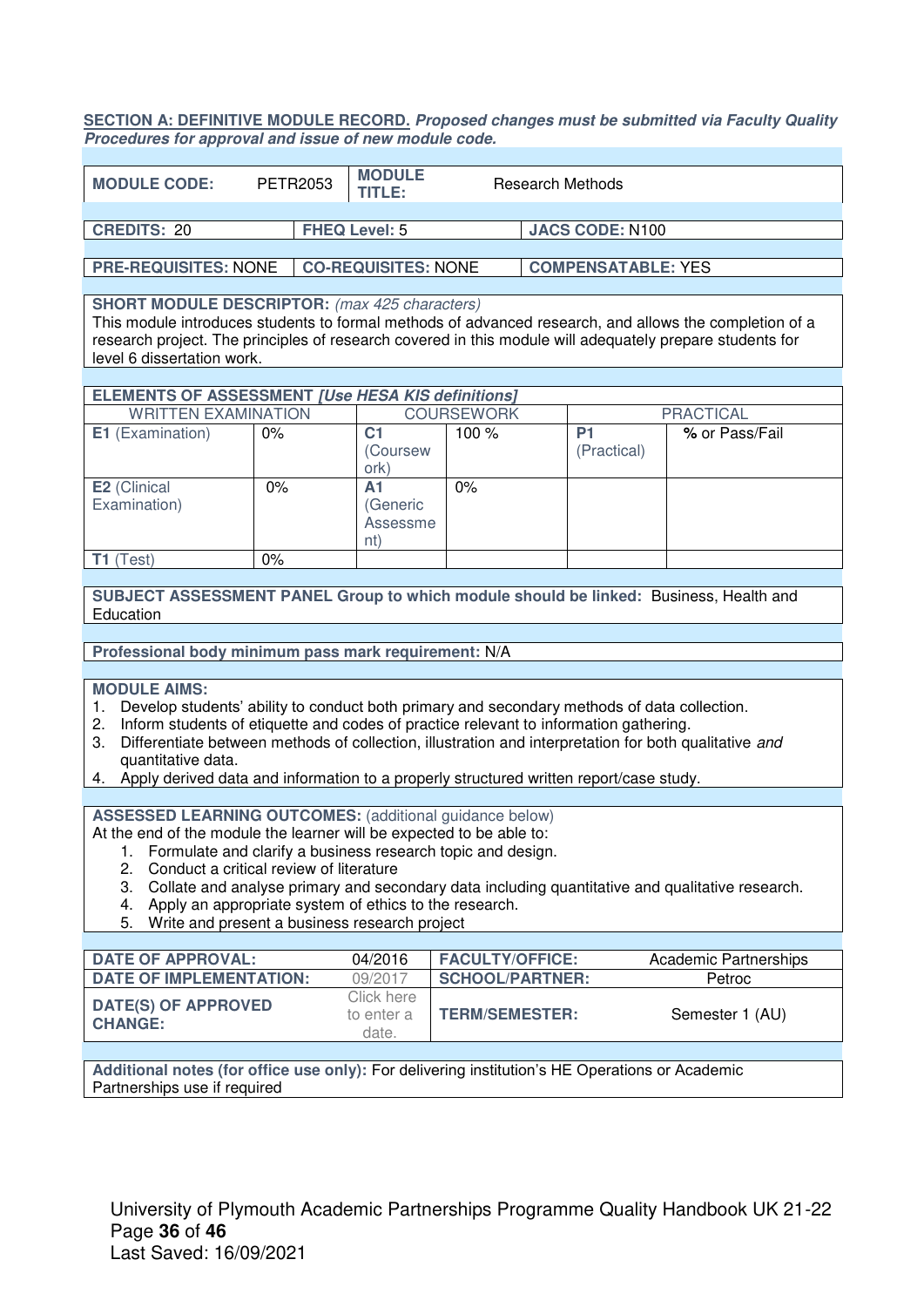**SECTION A: DEFINITIVE MODULE RECORD.** ***Proposed changes must be submitted via Faculty Quality Procedures for approval and issue of new module code.***

| **MODULE CODE:** | PETR2053 | **MODULE TITLE:** | Research Methods |
|---|---|---|---|

| **CREDITS:** 20 | **FHEQ Level:** 5 | **JACS CODE:** N100 |
|---|---|---|

| **PRE-REQUISITES:** NONE | **CO-REQUISITES:** NONE | **COMPENSATABLE:** YES |
|---|---|---|

**SHORT MODULE DESCRIPTOR:** *(max 425 characters)*
This module introduces students to formal methods of advanced research, and allows the completion of a research project. The principles of research covered in this module will adequately prepare students for level 6 dissertation work.

**ELEMENTS OF ASSESSMENT** ***[Use HESA KIS definitions]***

| WRITTEN EXAMINATION | | COURSEWORK | | PRACTICAL | |
|---|---|---|---|---|---|
| **E1** (Examination) | 0% | **C1** (Coursework) | 100 % | **P1** (Practical) | **%** or Pass/Fail |
| **E2** (Clinical Examination) | 0% | **A1** (Generic Assessment) | 0% | | |
| **T1** (Test) | 0% | | | | |

**SUBJECT ASSESSMENT PANEL Group to which module should be linked:** Business, Health and Education

**Professional body minimum pass mark requirement:** N/A

**MODULE AIMS:**

1. Develop students' ability to conduct both primary and secondary methods of data collection.
2. Inform students of etiquette and codes of practice relevant to information gathering.
3. Differentiate between methods of collection, illustration and interpretation for both qualitative *and* quantitative data.
4. Apply derived data and information to a properly structured written report/case study.

**ASSESSED LEARNING OUTCOMES:** (additional guidance below)
At the end of the module the learner will be expected to be able to:

1. Formulate and clarify a business research topic and design.
2. Conduct a critical review of literature
3. Collate and analyse primary and secondary data including quantitative and qualitative research.
4. Apply an appropriate system of ethics to the research.
5. Write and present a business research project

| **DATE OF APPROVAL:** | 04/2016 | **FACULTY/OFFICE:** | Academic Partnerships |
|---|---|---|---|
| **DATE OF IMPLEMENTATION:** | 09/2017 | **SCHOOL/PARTNER:** | Petroc |
| **DATE(S) OF APPROVED CHANGE:** | Click here to enter a date. | **TERM/SEMESTER:** | Semester 1 (AU) |

**Additional notes (for office use only):** For delivering institution's HE Operations or Academic Partnerships use if required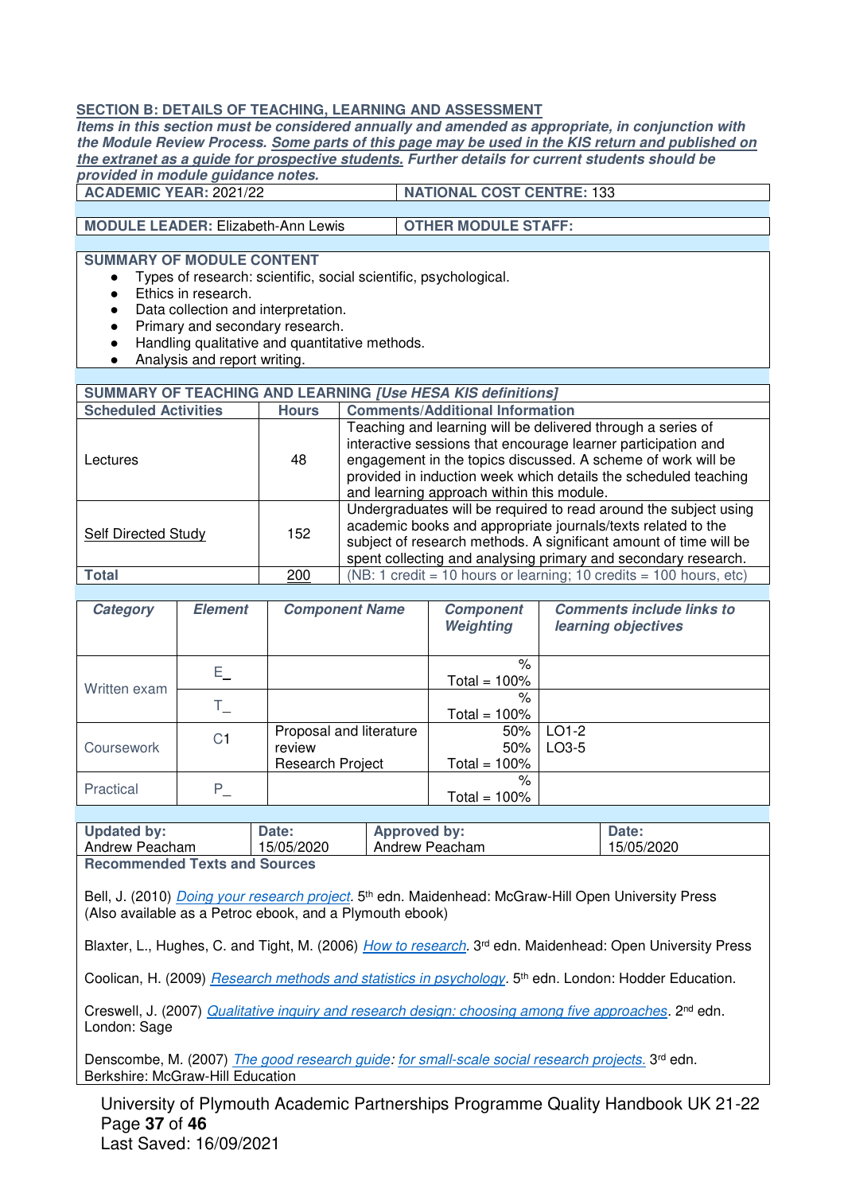**SECTION B: DETAILS OF TEACHING, LEARNING AND ASSESSMENT**

***Items in this section must be considered annually and amended as appropriate, in conjunction with the Module Review Process. Some parts of this page may be used in the KIS return and published on the extranet as a guide for prospective students. Further details for current students should be provided in module guidance notes.***

| **ACADEMIC YEAR:** 2021/22 | **NATIONAL COST CENTRE:** 133 |
|---|---|
| **MODULE LEADER:** Elizabeth-Ann Lewis | **OTHER MODULE STAFF:** |

**SUMMARY OF MODULE CONTENT**

- Types of research: scientific, social scientific, psychological.
- Ethics in research.
- Data collection and interpretation.
- Primary and secondary research.
- Handling qualitative and quantitative methods.
- Analysis and report writing.

**SUMMARY OF TEACHING AND LEARNING** ***[Use HESA KIS definitions]***

| **Scheduled Activities** | **Hours** | **Comments/Additional Information** |
|---|---|---|
| Lectures | 48 | Teaching and learning will be delivered through a series of interactive sessions that encourage learner participation and engagement in the topics discussed. A scheme of work will be provided in induction week which details the scheduled teaching and learning approach within this module. |
| Self Directed Study | 152 | Undergraduates will be required to read around the subject using academic books and appropriate journals/texts related to the subject of research methods. A significant amount of time will be spent collecting and analysing primary and secondary research. |
| **Total** | 200 | (NB: 1 credit = 10 hours or learning; 10 credits = 100 hours, etc) |

| ***Category*** | ***Element*** | ***Component Name*** | ***Component Weighting*** | ***Comments include links to learning objectives*** |
|---|---|---|---|---|
| Written exam | E_ | | % Total = 100% | |
| | T_ | | % Total = 100% | |
| Coursework | C1 | Proposal and literature review<br>Research Project | 50%<br>50%<br>Total = 100% | LO1-2<br>LO3-5 |
| Practical | P_ | | % Total = 100% | |

| **Updated by:** Andrew Peacham | **Date:** 15/05/2020 | **Approved by:** Andrew Peacham | **Date:** 15/05/2020 |
|---|---|---|---|

**Recommended Texts and Sources**

Bell, J. (2010) *Doing your research project*. 5th edn. Maidenhead: McGraw-Hill Open University Press (Also available as a Petroc ebook, and a Plymouth ebook)

Blaxter, L., Hughes, C. and Tight, M. (2006) *How to research*. 3rd edn. Maidenhead: Open University Press

Coolican, H. (2009) *Research methods and statistics in psychology*. 5th edn. London: Hodder Education.

Creswell, J. (2007) *Qualitative inquiry and research design: choosing among five approaches*. 2nd edn. London: Sage

Denscombe, M. (2007) *The good research guide: for small-scale social research projects.* 3rd edn. Berkshire: McGraw-Hill Education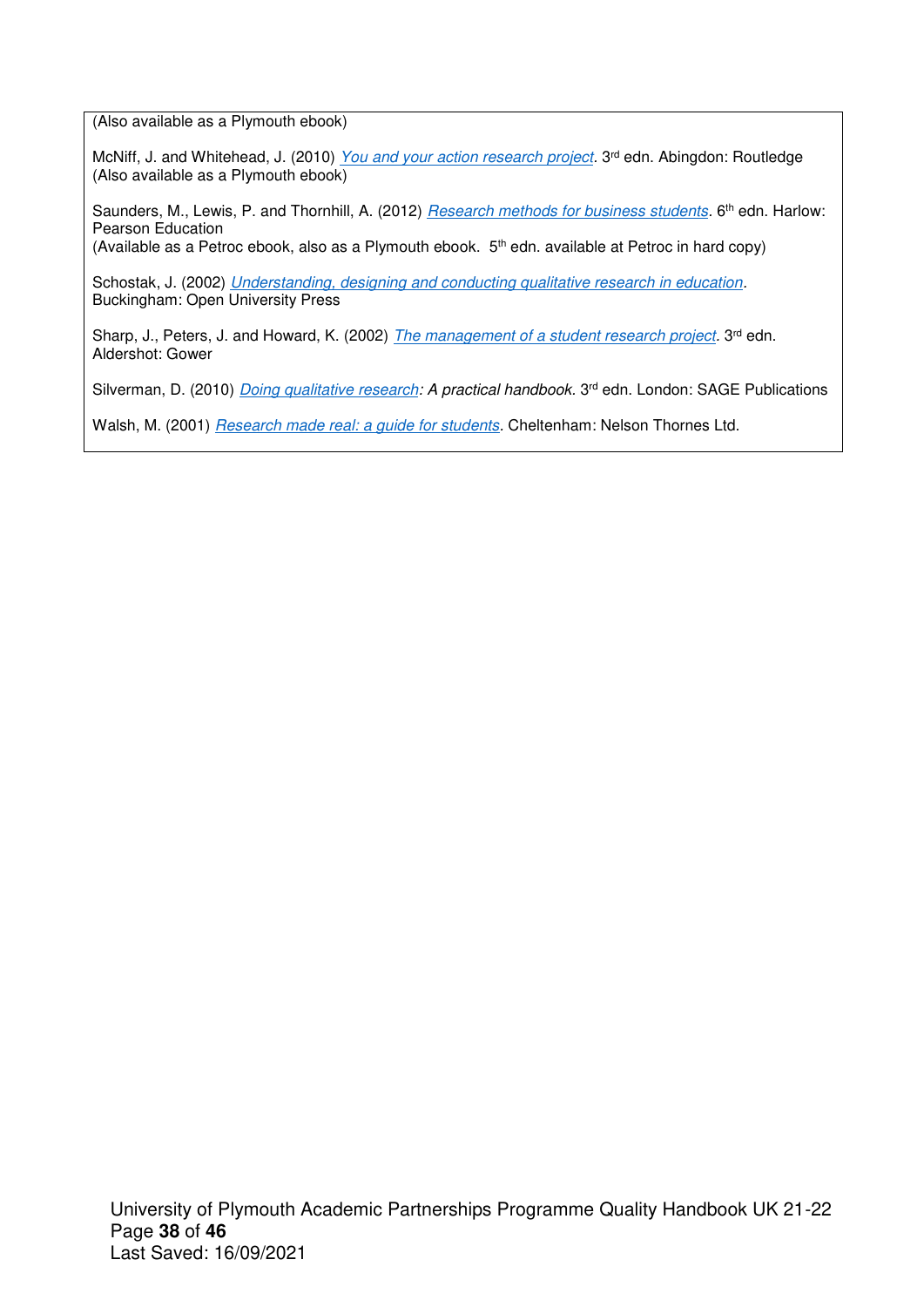(Also available as a Plymouth ebook)

McNiff, J. and Whitehead, J. (2010) *You and your action research project*. 3rd edn. Abingdon: Routledge
(Also available as a Plymouth ebook)

Saunders, M., Lewis, P. and Thornhill, A. (2012) *Research methods for business students*. 6th edn. Harlow: Pearson Education
(Available as a Petroc ebook, also as a Plymouth ebook. 5th edn. available at Petroc in hard copy)

Schostak, J. (2002) *Understanding, designing and conducting qualitative research in education*. Buckingham: Open University Press

Sharp, J., Peters, J. and Howard, K. (2002) *The management of a student research project*. 3rd edn. Aldershot: Gower

Silverman, D. (2010) *Doing qualitative research: A practical handbook*. 3rd edn. London: SAGE Publications

Walsh, M. (2001) *Research made real: a guide for students*. Cheltenham: Nelson Thornes Ltd.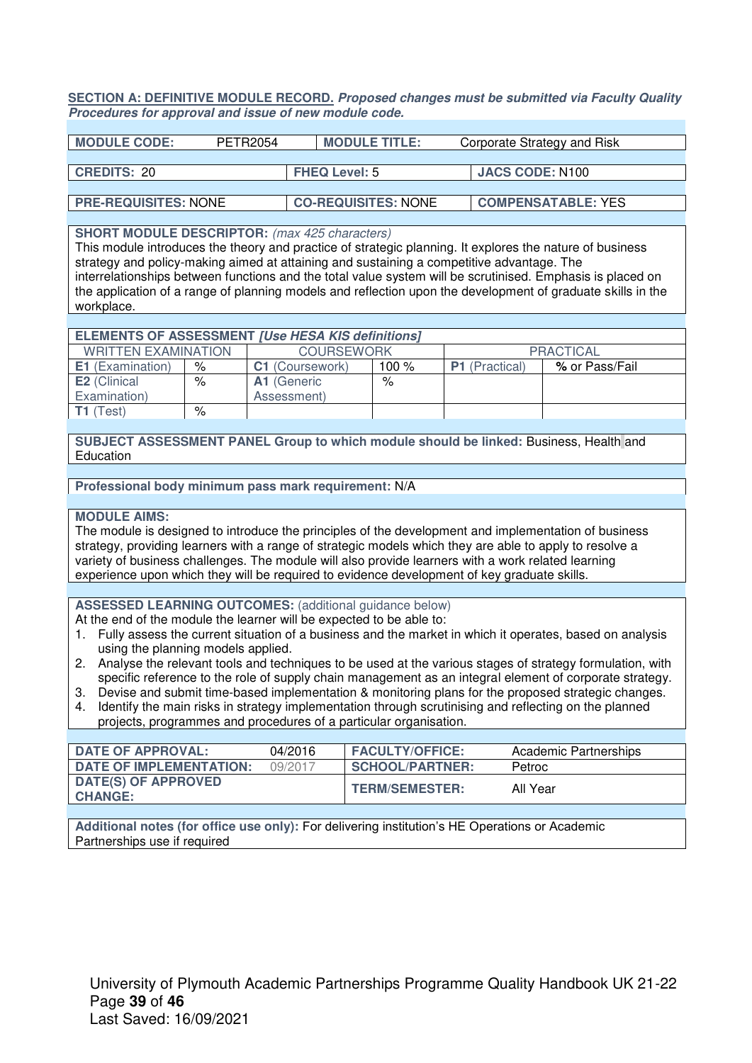**SECTION A: DEFINITIVE MODULE RECORD.** ***Proposed changes must be submitted via Faculty Quality Procedures for approval and issue of new module code.***

| **MODULE CODE:** | PETR2054 | **MODULE TITLE:** | Corporate Strategy and Risk |
|---|---|---|---|

| **CREDITS:** 20 | **FHEQ Level:** 5 | **JACS CODE:** N100 |
|---|---|---|

| **PRE-REQUISITES:** NONE | **CO-REQUISITES:** NONE | **COMPENSATABLE:** YES |
|---|---|---|

**SHORT MODULE DESCRIPTOR:** *(max 425 characters)*
This module introduces the theory and practice of strategic planning. It explores the nature of business strategy and policy-making aimed at attaining and sustaining a competitive advantage. The interrelationships between functions and the total value system will be scrutinised. Emphasis is placed on the application of a range of planning models and reflection upon the development of graduate skills in the workplace.

| **ELEMENTS OF ASSESSMENT** ***[Use HESA KIS definitions]*** | | | | | |
|---|---|---|---|---|---|
| WRITTEN EXAMINATION | | COURSEWORK | | PRACTICAL | |
| **E1** (Examination) | % | **C1** (Coursework) | 100 % | **P1** (Practical) | **%** or Pass/Fail |
| **E2** (Clinical Examination) | % | **A1** (Generic Assessment) | % | | |
| **T1** (Test) | % | | | | |

**SUBJECT ASSESSMENT PANEL Group to which module should be linked:** Business, Health and Education

**Professional body minimum pass mark requirement:** N/A

**MODULE AIMS:**
The module is designed to introduce the principles of the development and implementation of business strategy, providing learners with a range of strategic models which they are able to apply to resolve a variety of business challenges. The module will also provide learners with a work related learning experience upon which they will be required to evidence development of key graduate skills.

**ASSESSED LEARNING OUTCOMES:** (additional guidance below)
At the end of the module the learner will be expected to be able to:

1. Fully assess the current situation of a business and the market in which it operates, based on analysis using the planning models applied.
2. Analyse the relevant tools and techniques to be used at the various stages of strategy formulation, with specific reference to the role of supply chain management as an integral element of corporate strategy.
3. Devise and submit time-based implementation & monitoring plans for the proposed strategic changes.
4. Identify the main risks in strategy implementation through scrutinising and reflecting on the planned projects, programmes and procedures of a particular organisation.

| **DATE OF APPROVAL:** | 04/2016 | **FACULTY/OFFICE:** | Academic Partnerships |
|---|---|---|---|
| **DATE OF IMPLEMENTATION:** | 09/2017 | **SCHOOL/PARTNER:** | Petroc |
| **DATE(S) OF APPROVED CHANGE:** | | **TERM/SEMESTER:** | All Year |

**Additional notes (for office use only):** For delivering institution's HE Operations or Academic Partnerships use if required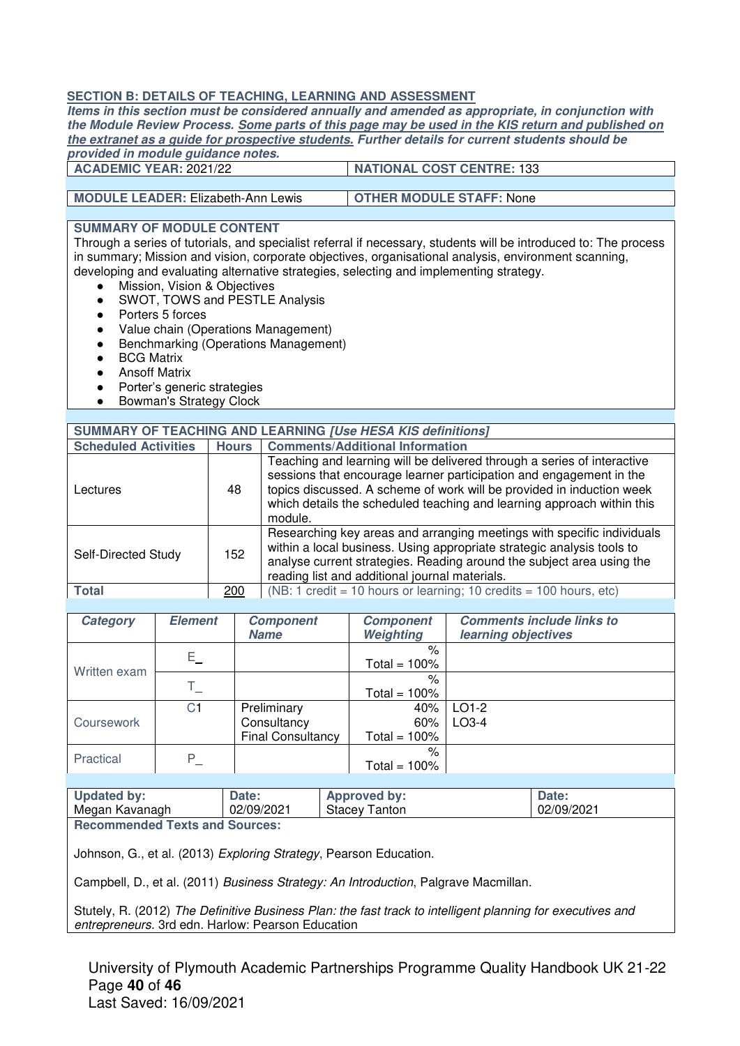## SECTION B: DETAILS OF TEACHING, LEARNING AND ASSESSMENT

***Items in this section must be considered annually and amended as appropriate, in conjunction with the Module Review Process. Some parts of this page may be used in the KIS return and published on the extranet as a guide for prospective students. Further details for current students should be provided in module guidance notes.***

| **ACADEMIC YEAR:** 2021/22 | **NATIONAL COST CENTRE:** 133 |
|---|---|
| **MODULE LEADER:** Elizabeth-Ann Lewis | **OTHER MODULE STAFF:** None |

**SUMMARY OF MODULE CONTENT**

Through a series of tutorials, and specialist referral if necessary, students will be introduced to: The process in summary; Mission and vision, corporate objectives, organisational analysis, environment scanning, developing and evaluating alternative strategies, selecting and implementing strategy.

- Mission, Vision & Objectives
- SWOT, TOWS and PESTLE Analysis
- Porters 5 forces
- Value chain (Operations Management)
- Benchmarking (Operations Management)
- BCG Matrix
- Ansoff Matrix
- Porter's generic strategies
- Bowman's Strategy Clock

**SUMMARY OF TEACHING AND LEARNING *[Use HESA KIS definitions]***

| Scheduled Activities | Hours | Comments/Additional Information |
|---|---|---|
| Lectures | 48 | Teaching and learning will be delivered through a series of interactive sessions that encourage learner participation and engagement in the topics discussed. A scheme of work will be provided in induction week which details the scheduled teaching and learning approach within this module. |
| Self-Directed Study | 152 | Researching key areas and arranging meetings with specific individuals within a local business. Using appropriate strategic analysis tools to analyse current strategies. Reading around the subject area using the reading list and additional journal materials. |
| **Total** | 200 | (NB: 1 credit = 10 hours or learning; 10 credits = 100 hours, etc) |

| *Category* | *Element* | *Component Name* | *Component Weighting* | *Comments include links to learning objectives* |
|---|---|---|---|---|
| Written exam | E_ | | % Total = 100% | |
| | T_ | | % Total = 100% | |
| Coursework | C1 | Preliminary Consultancy<br>Final Consultancy | 40%<br>60%<br>Total = 100% | LO1-2<br>LO3-4 |
| Practical | P_ | | % Total = 100% | |

| **Updated by:** | **Date:** | **Approved by:** | **Date:** |
|---|---|---|---|
| Megan Kavanagh | 02/09/2021 | Stacey Tanton | 02/09/2021 |

**Recommended Texts and Sources:**

Johnson, G., et al. (2013) *Exploring Strategy*, Pearson Education.

Campbell, D., et al. (2011) *Business Strategy: An Introduction*, Palgrave Macmillan.

Stutely, R. (2012) *The Definitive Business Plan: the fast track to intelligent planning for executives and entrepreneurs.* 3rd edn. Harlow: Pearson Education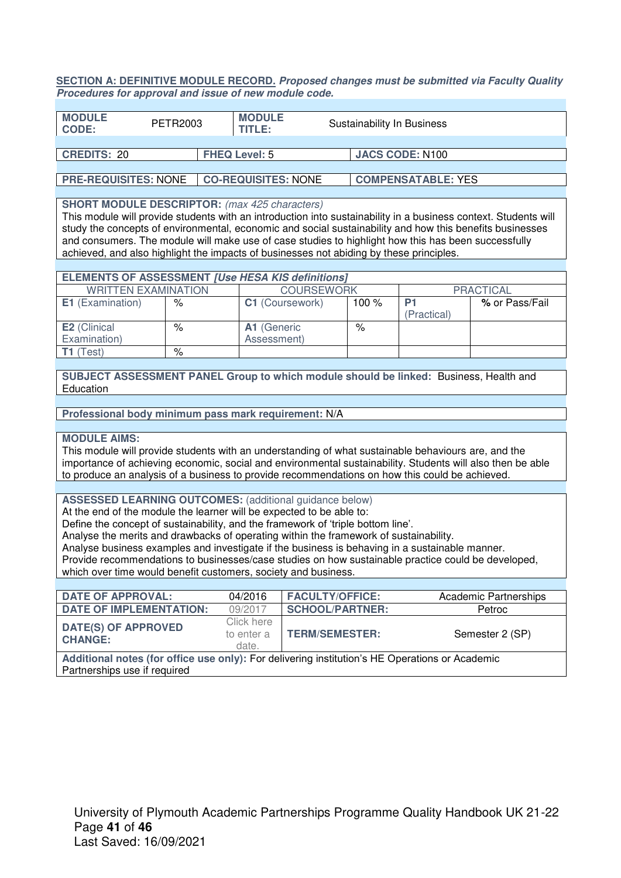**SECTION A: DEFINITIVE MODULE RECORD.** ***Proposed changes must be submitted via Faculty Quality Procedures for approval and issue of new module code.***

| **MODULE CODE:** | PETR2003 | **MODULE TITLE:** | Sustainability In Business |
|---|---|---|---|

| **CREDITS:** 20 | **FHEQ Level:** 5 | **JACS CODE:** N100 |
|---|---|---|

| **PRE-REQUISITES:** NONE | **CO-REQUISITES:** NONE | **COMPENSATABLE:** YES |
|---|---|---|

**SHORT MODULE DESCRIPTOR:** *(max 425 characters)*
This module will provide students with an introduction into sustainability in a business context. Students will study the concepts of environmental, economic and social sustainability and how this benefits businesses and consumers. The module will make use of case studies to highlight how this has been successfully achieved, and also highlight the impacts of businesses not abiding by these principles.

**ELEMENTS OF ASSESSMENT** ***[Use HESA KIS definitions]***

| WRITTEN EXAMINATION | | COURSEWORK | | PRACTICAL | |
|---|---|---|---|---|---|
| **E1** (Examination) | % | **C1** (Coursework) | 100 % | **P1** (Practical) | **%** or Pass/Fail |
| **E2** (Clinical Examination) | % | **A1** (Generic Assessment) | % | | |
| **T1** (Test) | % | | | | |

**SUBJECT ASSESSMENT PANEL Group to which module should be linked:** Business, Health and Education

**Professional body minimum pass mark requirement:** N/A

**MODULE AIMS:**
This module will provide students with an understanding of what sustainable behaviours are, and the importance of achieving economic, social and environmental sustainability. Students will also then be able to produce an analysis of a business to provide recommendations on how this could be achieved.

**ASSESSED LEARNING OUTCOMES:** (additional guidance below)
At the end of the module the learner will be expected to be able to:
Define the concept of sustainability, and the framework of 'triple bottom line'.
Analyse the merits and drawbacks of operating within the framework of sustainability.
Analyse business examples and investigate if the business is behaving in a sustainable manner.
Provide recommendations to businesses/case studies on how sustainable practice could be developed, which over time would benefit customers, society and business.

| **DATE OF APPROVAL:** | 04/2016 | **FACULTY/OFFICE:** | Academic Partnerships |
|---|---|---|---|
| **DATE OF IMPLEMENTATION:** | 09/2017 | **SCHOOL/PARTNER:** | Petroc |
| **DATE(S) OF APPROVED CHANGE:** | Click here to enter a date. | **TERM/SEMESTER:** | Semester 2 (SP) |

**Additional notes (for office use only):** For delivering institution's HE Operations or Academic Partnerships use if required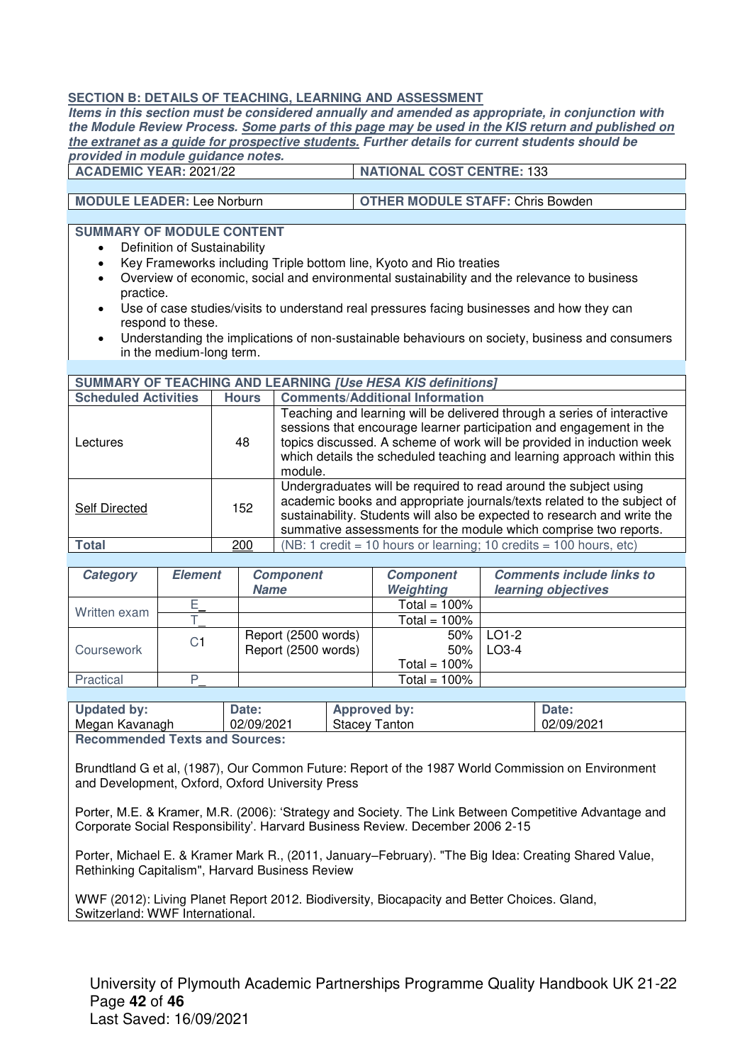## SECTION B: DETAILS OF TEACHING, LEARNING AND ASSESSMENT

***Items in this section must be considered annually and amended as appropriate, in conjunction with the Module Review Process. Some parts of this page may be used in the KIS return and published on the extranet as a guide for prospective students. Further details for current students should be provided in module guidance notes.***

| **ACADEMIC YEAR:** 2021/22 | **NATIONAL COST CENTRE:** 133 |
|---|---|
| **MODULE LEADER:** Lee Norburn | **OTHER MODULE STAFF:** Chris Bowden |

**SUMMARY OF MODULE CONTENT**

- Definition of Sustainability
- Key Frameworks including Triple bottom line, Kyoto and Rio treaties
- Overview of economic, social and environmental sustainability and the relevance to business practice.
- Use of case studies/visits to understand real pressures facing businesses and how they can respond to these.
- Understanding the implications of non-sustainable behaviours on society, business and consumers in the medium-long term.

**SUMMARY OF TEACHING AND LEARNING *[Use HESA KIS definitions]***

| Scheduled Activities | Hours | Comments/Additional Information |
|---|---|---|
| Lectures | 48 | Teaching and learning will be delivered through a series of interactive sessions that encourage learner participation and engagement in the topics discussed. A scheme of work will be provided in induction week which details the scheduled teaching and learning approach within this module. |
| Self Directed | 152 | Undergraduates will be required to read around the subject using academic books and appropriate journals/texts related to the subject of sustainability. Students will also be expected to research and write the summative assessments for the module which comprise two reports. |
| **Total** | 200 | (NB: 1 credit = 10 hours or learning; 10 credits = 100 hours, etc) |

| *Category* | *Element* | *Component Name* | *Component Weighting* | *Comments include links to learning objectives* |
|---|---|---|---|---|
| Written exam | E_ | | Total = 100% | |
| | T_ | | Total = 100% | |
| Coursework | C1 | Report (2500 words)<br>Report (2500 words) | 50%<br>50%<br>Total = 100% | LO1-2<br>LO3-4 |
| Practical | P_ | | Total = 100% | |

| **Updated by:** | **Date:** | **Approved by:** | **Date:** |
|---|---|---|---|
| Megan Kavanagh | 02/09/2021 | Stacey Tanton | 02/09/2021 |

**Recommended Texts and Sources:**

Brundtland G et al, (1987), Our Common Future: Report of the 1987 World Commission on Environment and Development, Oxford, Oxford University Press

Porter, M.E. & Kramer, M.R. (2006): 'Strategy and Society. The Link Between Competitive Advantage and Corporate Social Responsibility'. Harvard Business Review. December 2006 2-15

Porter, Michael E. & Kramer Mark R., (2011, January–February). "The Big Idea: Creating Shared Value, Rethinking Capitalism", Harvard Business Review

WWF (2012): Living Planet Report 2012. Biodiversity, Biocapacity and Better Choices. Gland, Switzerland: WWF International.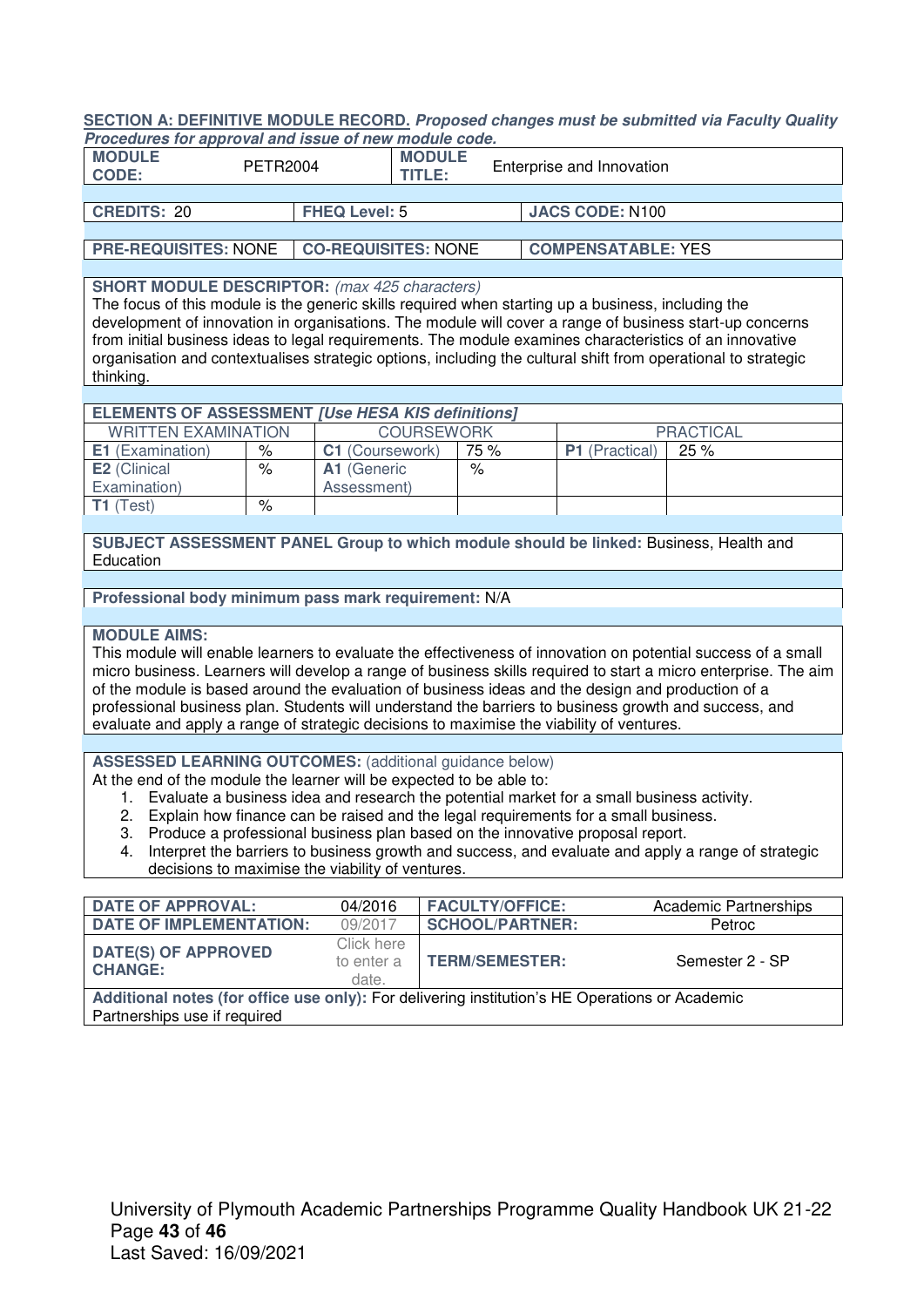**SECTION A: DEFINITIVE MODULE RECORD.** ***Proposed changes must be submitted via Faculty Quality Procedures for approval and issue of new module code.***

| **MODULE CODE:** | PETR2004 | **MODULE TITLE:** | Enterprise and Innovation |
|---|---|---|---|

| **CREDITS:** 20 | **FHEQ Level:** 5 | **JACS CODE:** N100 |
|---|---|---|

| **PRE-REQUISITES:** NONE | **CO-REQUISITES:** NONE | **COMPENSATABLE:** YES |
|---|---|---|

**SHORT MODULE DESCRIPTOR:** *(max 425 characters)*
The focus of this module is the generic skills required when starting up a business, including the development of innovation in organisations. The module will cover a range of business start-up concerns from initial business ideas to legal requirements. The module examines characteristics of an innovative organisation and contextualises strategic options, including the cultural shift from operational to strategic thinking.

**ELEMENTS OF ASSESSMENT** ***[Use HESA KIS definitions]***

| WRITTEN EXAMINATION | | COURSEWORK | | PRACTICAL | |
|---|---|---|---|---|---|
| **E1** (Examination) | % | **C1** (Coursework) | 75 % | **P1** (Practical) | 25 % |
| **E2** (Clinical Examination) | % | **A1** (Generic Assessment) | % | | |
| **T1** (Test) | % | | | | |

**SUBJECT ASSESSMENT PANEL Group to which module should be linked:** Business, Health and Education

**Professional body minimum pass mark requirement:** N/A

**MODULE AIMS:**
This module will enable learners to evaluate the effectiveness of innovation on potential success of a small micro business. Learners will develop a range of business skills required to start a micro enterprise. The aim of the module is based around the evaluation of business ideas and the design and production of a professional business plan. Students will understand the barriers to business growth and success, and evaluate and apply a range of strategic decisions to maximise the viability of ventures.

**ASSESSED LEARNING OUTCOMES:** (additional guidance below)
At the end of the module the learner will be expected to be able to:

1. Evaluate a business idea and research the potential market for a small business activity.
2. Explain how finance can be raised and the legal requirements for a small business.
3. Produce a professional business plan based on the innovative proposal report.
4. Interpret the barriers to business growth and success, and evaluate and apply a range of strategic decisions to maximise the viability of ventures.

| **DATE OF APPROVAL:** | 04/2016 | **FACULTY/OFFICE:** | Academic Partnerships |
|---|---|---|---|
| **DATE OF IMPLEMENTATION:** | 09/2017 | **SCHOOL/PARTNER:** | Petroc |
| **DATE(S) OF APPROVED CHANGE:** | Click here to enter a date. | **TERM/SEMESTER:** | Semester 2 - SP |

**Additional notes (for office use only):** For delivering institution's HE Operations or Academic Partnerships use if required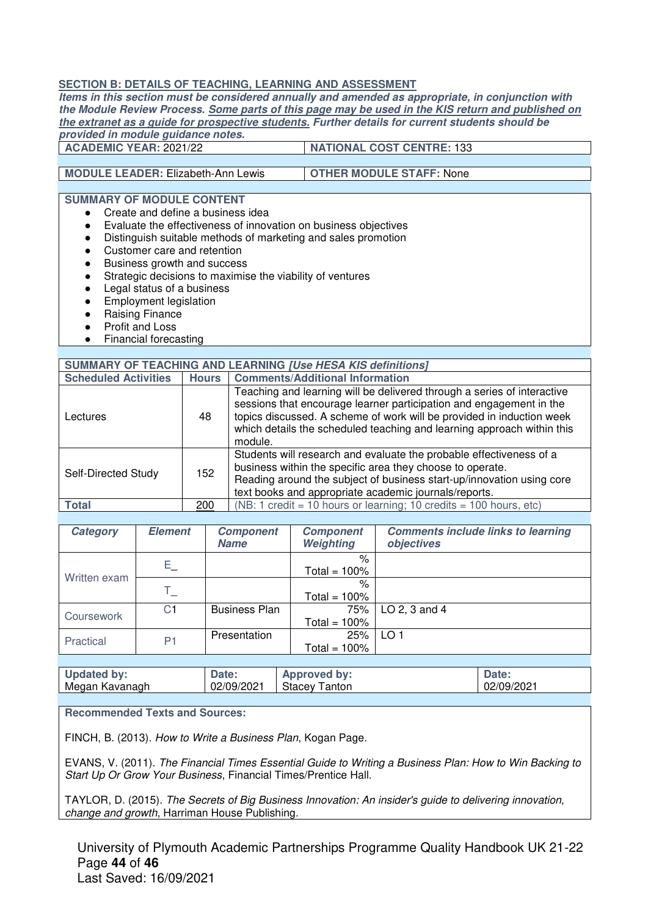**SECTION B: DETAILS OF TEACHING, LEARNING AND ASSESSMENT**

***Items in this section must be considered annually and amended as appropriate, in conjunction with the Module Review Process. Some parts of this page may be used in the KIS return and published on the extranet as a guide for prospective students. Further details for current students should be provided in module guidance notes.***

| **ACADEMIC YEAR:** 2021/22 | **NATIONAL COST CENTRE:** 133 |
|---|---|

| **MODULE LEADER:** Elizabeth-Ann Lewis | **OTHER MODULE STAFF:** None |
|---|---|

**SUMMARY OF MODULE CONTENT**

- Create and define a business idea
- Evaluate the effectiveness of innovation on business objectives
- Distinguish suitable methods of marketing and sales promotion
- Customer care and retention
- Business growth and success
- Strategic decisions to maximise the viability of ventures
- Legal status of a business
- Employment legislation
- Raising Finance
- Profit and Loss
- Financial forecasting

**SUMMARY OF TEACHING AND LEARNING *[Use HESA KIS definitions]***

| **Scheduled Activities** | **Hours** | **Comments/Additional Information** |
|---|---|---|
| Lectures | 48 | Teaching and learning will be delivered through a series of interactive sessions that encourage learner participation and engagement in the topics discussed. A scheme of work will be provided in induction week which details the scheduled teaching and learning approach within this module. |
| Self-Directed Study | 152 | Students will research and evaluate the probable effectiveness of a business within the specific area they choose to operate. Reading around the subject of business start-up/innovation using core text books and appropriate academic journals/reports. |
| **Total** | 200 | (NB: 1 credit = 10 hours or learning; 10 credits = 100 hours, etc) |

| ***Category*** | ***Element*** | ***Component Name*** | ***Component Weighting*** | ***Comments include links to learning objectives*** |
|---|---|---|---|---|
| Written exam | E_ | | % Total = 100% | |
| | T_ | | % Total = 100% | |
| Coursework | C1 | Business Plan | 75% Total = 100% | LO 2, 3 and 4 |
| Practical | P1 | Presentation | 25% Total = 100% | LO 1 |

| **Updated by:** | **Date:** | **Approved by:** | **Date:** |
|---|---|---|---|
| Megan Kavanagh | 02/09/2021 | Stacey Tanton | 02/09/2021 |

**Recommended Texts and Sources:**

FINCH, B. (2013). *How to Write a Business Plan*, Kogan Page.

EVANS, V. (2011). *The Financial Times Essential Guide to Writing a Business Plan: How to Win Backing to Start Up Or Grow Your Business*, Financial Times/Prentice Hall.

TAYLOR, D. (2015). *The Secrets of Big Business Innovation: An insider's guide to delivering innovation, change and growth*, Harriman House Publishing.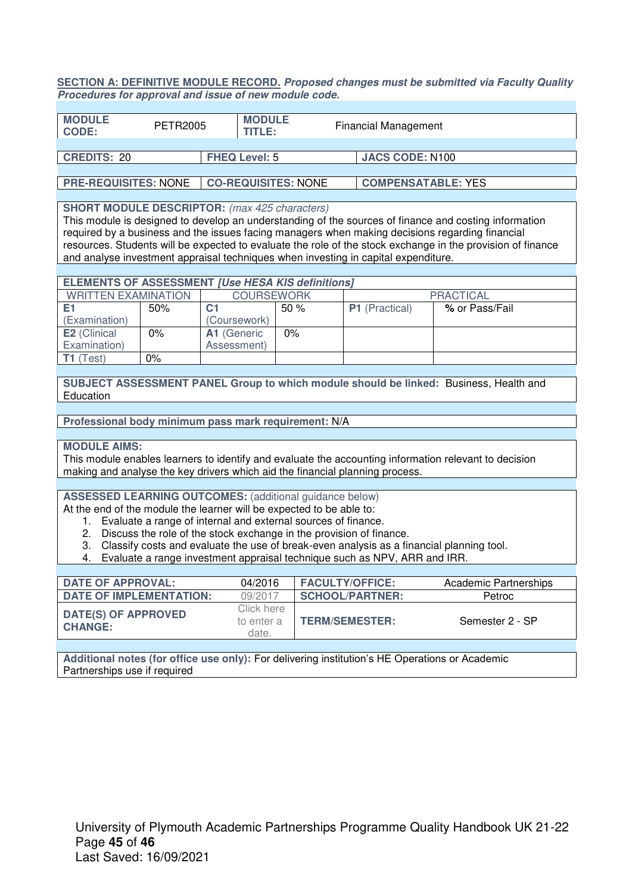**SECTION A: DEFINITIVE MODULE RECORD.** ***Proposed changes must be submitted via Faculty Quality Procedures for approval and issue of new module code.***

| **MODULE CODE:** | PETR2005 | **MODULE TITLE:** | Financial Management |
|---|---|---|---|

| **CREDITS:** 20 | **FHEQ Level:** 5 | **JACS CODE:** N100 |
|---|---|---|

| **PRE-REQUISITES:** NONE | **CO-REQUISITES:** NONE | **COMPENSATABLE:** YES |
|---|---|---|

**SHORT MODULE DESCRIPTOR:** *(max 425 characters)*
This module is designed to develop an understanding of the sources of finance and costing information required by a business and the issues facing managers when making decisions regarding financial resources. Students will be expected to evaluate the role of the stock exchange in the provision of finance and analyse investment appraisal techniques when investing in capital expenditure.

**ELEMENTS OF ASSESSMENT** ***[Use HESA KIS definitions]***

| WRITTEN EXAMINATION | | COURSEWORK | | PRACTICAL | |
|---|---|---|---|---|---|
| **E1** (Examination) | 50% | **C1** (Coursework) | 50 % | **P1** (Practical) | **%** or Pass/Fail |
| **E2** (Clinical Examination) | 0% | **A1** (Generic Assessment) | 0% | | |
| **T1** (Test) | 0% | | | | |

**SUBJECT ASSESSMENT PANEL Group to which module should be linked:** Business, Health and Education

**Professional body minimum pass mark requirement:** N/A

**MODULE AIMS:**
This module enables learners to identify and evaluate the accounting information relevant to decision making and analyse the key drivers which aid the financial planning process.

**ASSESSED LEARNING OUTCOMES:** (additional guidance below)
At the end of the module the learner will be expected to be able to:

1. Evaluate a range of internal and external sources of finance.
2. Discuss the role of the stock exchange in the provision of finance.
3. Classify costs and evaluate the use of break-even analysis as a financial planning tool.
4. Evaluate a range investment appraisal technique such as NPV, ARR and IRR.

| **DATE OF APPROVAL:** | 04/2016 | **FACULTY/OFFICE:** | Academic Partnerships |
|---|---|---|---|
| **DATE OF IMPLEMENTATION:** | 09/2017 | **SCHOOL/PARTNER:** | Petroc |
| **DATE(S) OF APPROVED CHANGE:** | Click here to enter a date. | **TERM/SEMESTER:** | Semester 2 - SP |

**Additional notes (for office use only):** For delivering institution's HE Operations or Academic Partnerships use if required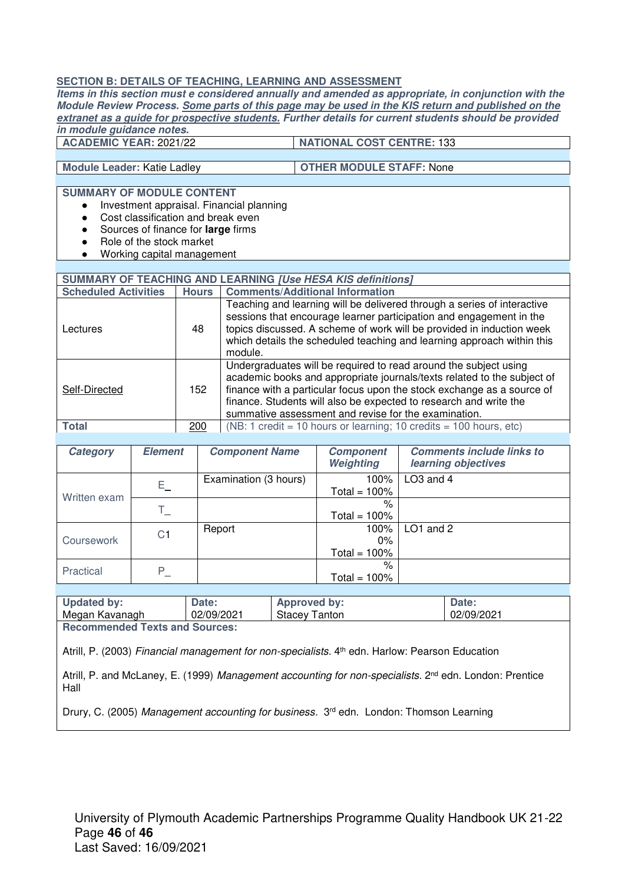**SECTION B: DETAILS OF TEACHING, LEARNING AND ASSESSMENT**

***Items in this section must e considered annually and amended as appropriate, in conjunction with the Module Review Process. Some parts of this page may be used in the KIS return and published on the extranet as a guide for prospective students. Further details for current students should be provided in module guidance notes.***

| | |
|---|---|
| **ACADEMIC YEAR:** 2021/22 | **NATIONAL COST CENTRE:** 133 |
| **Module Leader:** Katie Ladley | **OTHER MODULE STAFF:** None |

**SUMMARY OF MODULE CONTENT**

- Investment appraisal. Financial planning
- Cost classification and break even
- Sources of finance for **large** firms
- Role of the stock market
- Working capital management

**SUMMARY OF TEACHING AND LEARNING *[Use HESA KIS definitions]***

| Scheduled Activities | Hours | Comments/Additional Information |
|---|---|---|
| Lectures | 48 | Teaching and learning will be delivered through a series of interactive sessions that encourage learner participation and engagement in the topics discussed. A scheme of work will be provided in induction week which details the scheduled teaching and learning approach within this module. |
| Self-Directed | 152 | Undergraduates will be required to read around the subject using academic books and appropriate journals/texts related to the subject of finance with a particular focus upon the stock exchange as a source of finance. Students will also be expected to research and write the summative assessment and revise for the examination. |
| **Total** | 200 | (NB: 1 credit = 10 hours or learning; 10 credits = 100 hours, etc) |

| *Category* | *Element* | *Component Name* | *Component Weighting* | *Comments include links to learning objectives* |
|---|---|---|---|---|
| Written exam | E_ | Examination (3 hours) | 100% Total = 100% | LO3 and 4 |
| | T_ | | % Total = 100% | |
| Coursework | C1 | Report | 100% 0% Total = 100% | LO1 and 2 |
| Practical | P_ | | % Total = 100% | |

| | | | |
|---|---|---|---|
| **Updated by:** Megan Kavanagh | **Date:** 02/09/2021 | **Approved by:** Stacey Tanton | **Date:** 02/09/2021 |

**Recommended Texts and Sources:**

Atrill, P. (2003) *Financial management for non-specialists.* 4th edn. Harlow: Pearson Education

Atrill, P. and McLaney, E. (1999) *Management accounting for non-specialists.* 2nd edn. London: Prentice Hall

Drury, C. (2005) *Management accounting for business.* 3rd edn. London: Thomson Learning